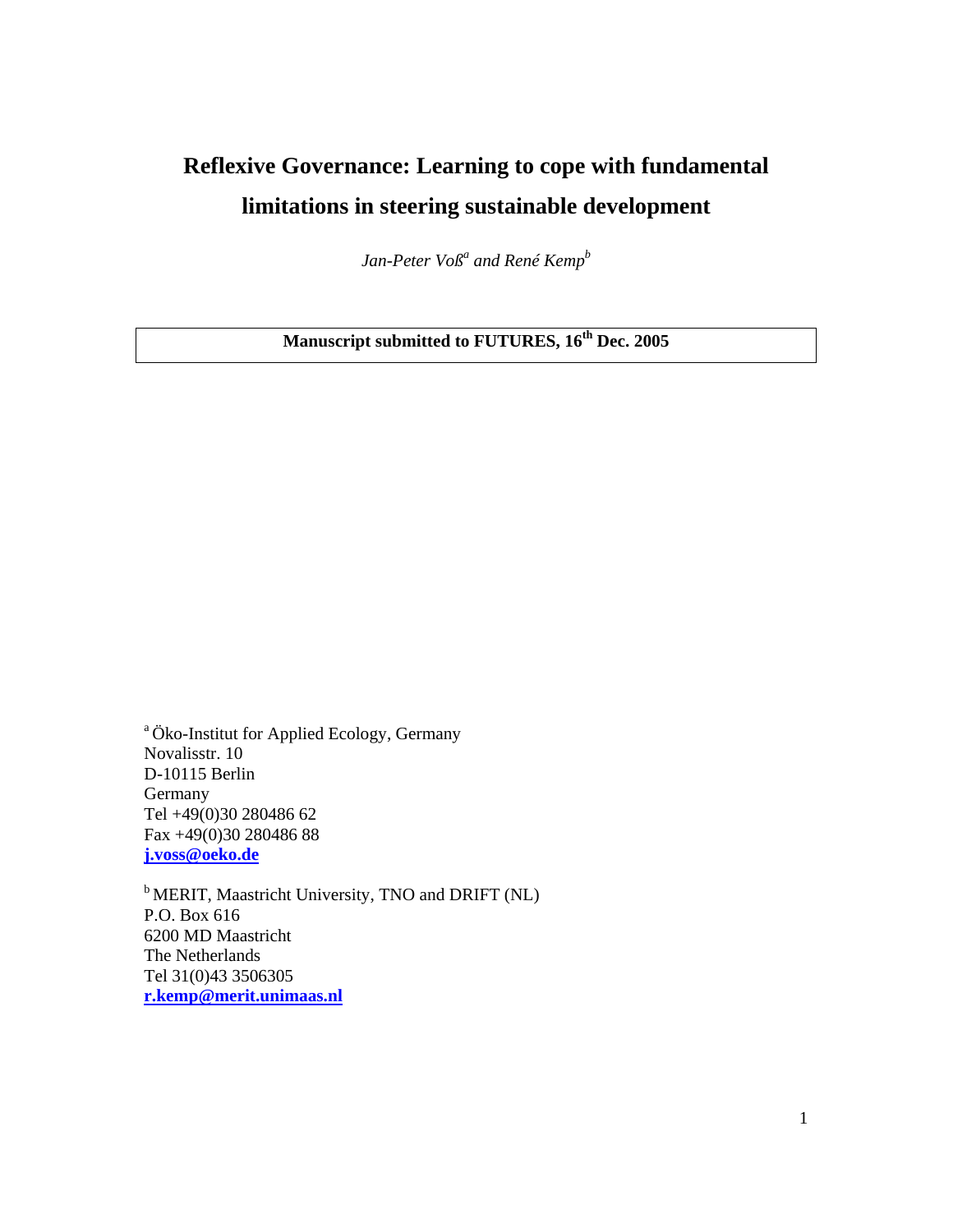# Reflexive Governance: Learning to cope with fundamental limitations in steering sustainable development

*Jan-Peter Voß[a] and René Kemp[b]*

**Manuscript submitted to FUTURES, 16th Dec. 2005**

[a] Öko-Institut for Applied Ecology, Germany
Novalisstr. 10
D-10115 Berlin
Germany
Tel +49(0)30 280486 62
Fax +49(0)30 280486 88
**j.voss@oeko.de**

[b] MERIT, Maastricht University, TNO and DRIFT (NL)
P.O. Box 616
6200 MD Maastricht
The Netherlands
Tel 31(0)43 3506305
**r.kemp@merit.unimaas.nl**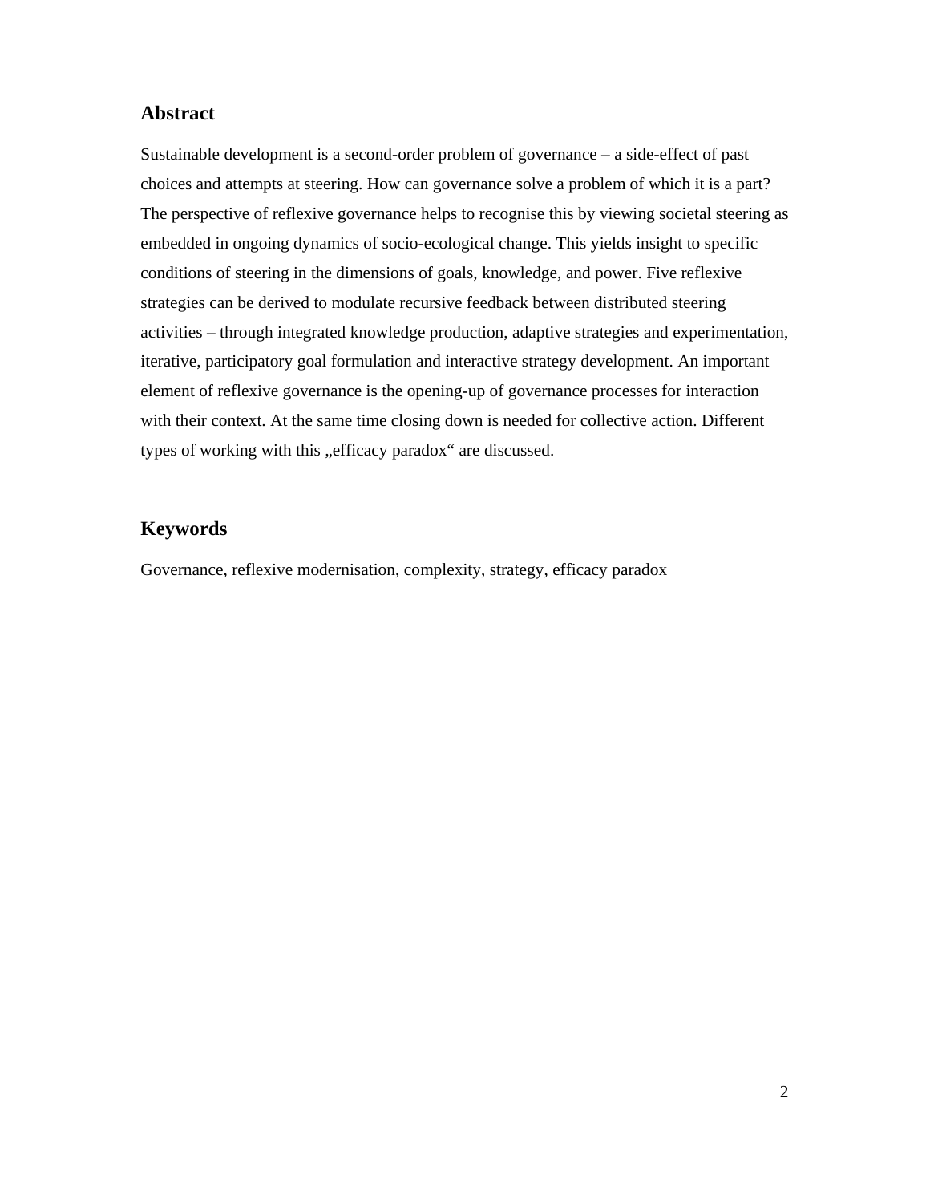## Abstract

Sustainable development is a second-order problem of governance – a side-effect of past choices and attempts at steering. How can governance solve a problem of which it is a part? The perspective of reflexive governance helps to recognise this by viewing societal steering as embedded in ongoing dynamics of socio-ecological change. This yields insight to specific conditions of steering in the dimensions of goals, knowledge, and power. Five reflexive strategies can be derived to modulate recursive feedback between distributed steering activities – through integrated knowledge production, adaptive strategies and experimentation, iterative, participatory goal formulation and interactive strategy development. An important element of reflexive governance is the opening-up of governance processes for interaction with their context. At the same time closing down is needed for collective action. Different types of working with this „efficacy paradox" are discussed.

## Keywords

Governance, reflexive modernisation, complexity, strategy, efficacy paradox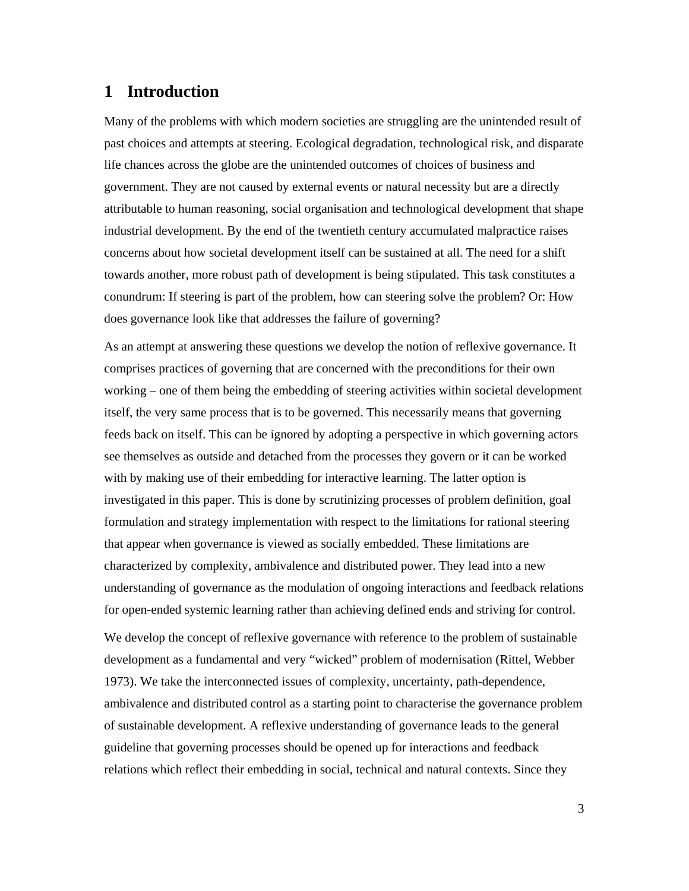# 1 Introduction

Many of the problems with which modern societies are struggling are the unintended result of past choices and attempts at steering. Ecological degradation, technological risk, and disparate life chances across the globe are the unintended outcomes of choices of business and government. They are not caused by external events or natural necessity but are a directly attributable to human reasoning, social organisation and technological development that shape industrial development. By the end of the twentieth century accumulated malpractice raises concerns about how societal development itself can be sustained at all. The need for a shift towards another, more robust path of development is being stipulated. This task constitutes a conundrum: If steering is part of the problem, how can steering solve the problem? Or: How does governance look like that addresses the failure of governing?

As an attempt at answering these questions we develop the notion of reflexive governance. It comprises practices of governing that are concerned with the preconditions for their own working – one of them being the embedding of steering activities within societal development itself, the very same process that is to be governed. This necessarily means that governing feeds back on itself. This can be ignored by adopting a perspective in which governing actors see themselves as outside and detached from the processes they govern or it can be worked with by making use of their embedding for interactive learning. The latter option is investigated in this paper. This is done by scrutinizing processes of problem definition, goal formulation and strategy implementation with respect to the limitations for rational steering that appear when governance is viewed as socially embedded. These limitations are characterized by complexity, ambivalence and distributed power. They lead into a new understanding of governance as the modulation of ongoing interactions and feedback relations for open-ended systemic learning rather than achieving defined ends and striving for control.

We develop the concept of reflexive governance with reference to the problem of sustainable development as a fundamental and very "wicked" problem of modernisation (Rittel, Webber 1973). We take the interconnected issues of complexity, uncertainty, path-dependence, ambivalence and distributed control as a starting point to characterise the governance problem of sustainable development. A reflexive understanding of governance leads to the general guideline that governing processes should be opened up for interactions and feedback relations which reflect their embedding in social, technical and natural contexts. Since they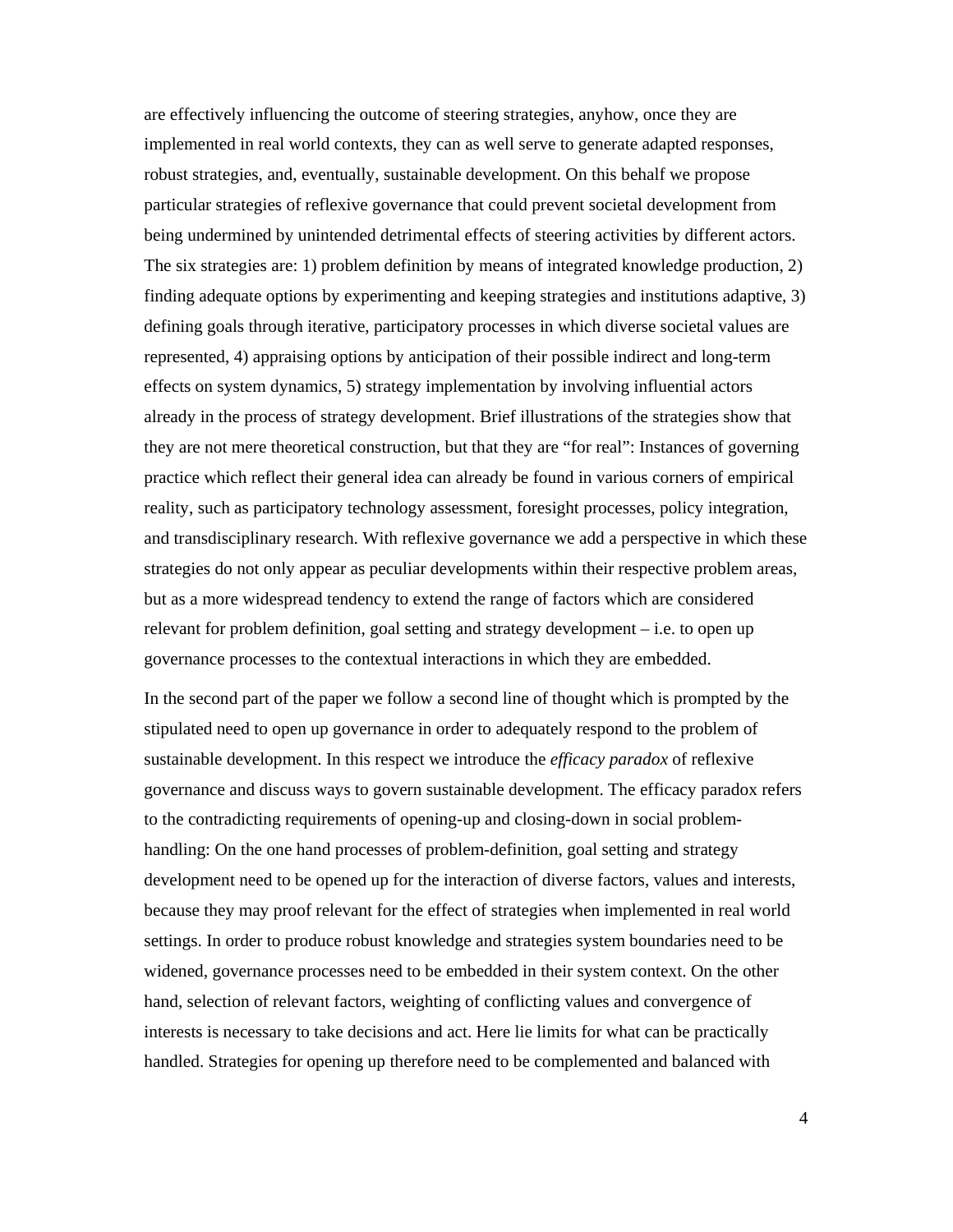are effectively influencing the outcome of steering strategies, anyhow, once they are implemented in real world contexts, they can as well serve to generate adapted responses, robust strategies, and, eventually, sustainable development. On this behalf we propose particular strategies of reflexive governance that could prevent societal development from being undermined by unintended detrimental effects of steering activities by different actors. The six strategies are: 1) problem definition by means of integrated knowledge production, 2) finding adequate options by experimenting and keeping strategies and institutions adaptive, 3) defining goals through iterative, participatory processes in which diverse societal values are represented, 4) appraising options by anticipation of their possible indirect and long-term effects on system dynamics, 5) strategy implementation by involving influential actors already in the process of strategy development. Brief illustrations of the strategies show that they are not mere theoretical construction, but that they are "for real": Instances of governing practice which reflect their general idea can already be found in various corners of empirical reality, such as participatory technology assessment, foresight processes, policy integration, and transdisciplinary research. With reflexive governance we add a perspective in which these strategies do not only appear as peculiar developments within their respective problem areas, but as a more widespread tendency to extend the range of factors which are considered relevant for problem definition, goal setting and strategy development – i.e. to open up governance processes to the contextual interactions in which they are embedded.

In the second part of the paper we follow a second line of thought which is prompted by the stipulated need to open up governance in order to adequately respond to the problem of sustainable development. In this respect we introduce the *efficacy paradox* of reflexive governance and discuss ways to govern sustainable development. The efficacy paradox refers to the contradicting requirements of opening-up and closing-down in social problem-handling: On the one hand processes of problem-definition, goal setting and strategy development need to be opened up for the interaction of diverse factors, values and interests, because they may proof relevant for the effect of strategies when implemented in real world settings. In order to produce robust knowledge and strategies system boundaries need to be widened, governance processes need to be embedded in their system context. On the other hand, selection of relevant factors, weighting of conflicting values and convergence of interests is necessary to take decisions and act. Here lie limits for what can be practically handled. Strategies for opening up therefore need to be complemented and balanced with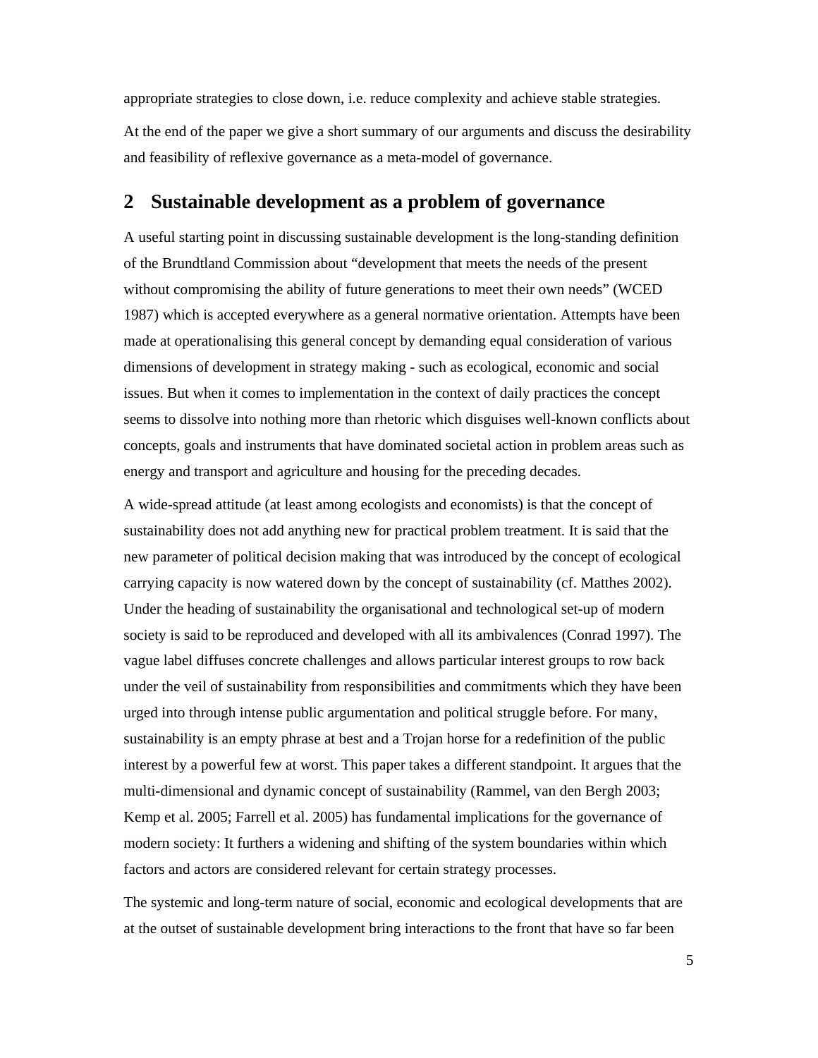appropriate strategies to close down, i.e. reduce complexity and achieve stable strategies.

At the end of the paper we give a short summary of our arguments and discuss the desirability and feasibility of reflexive governance as a meta-model of governance.

## 2 Sustainable development as a problem of governance

A useful starting point in discussing sustainable development is the long-standing definition of the Brundtland Commission about "development that meets the needs of the present without compromising the ability of future generations to meet their own needs" (WCED 1987) which is accepted everywhere as a general normative orientation. Attempts have been made at operationalising this general concept by demanding equal consideration of various dimensions of development in strategy making - such as ecological, economic and social issues. But when it comes to implementation in the context of daily practices the concept seems to dissolve into nothing more than rhetoric which disguises well-known conflicts about concepts, goals and instruments that have dominated societal action in problem areas such as energy and transport and agriculture and housing for the preceding decades.

A wide-spread attitude (at least among ecologists and economists) is that the concept of sustainability does not add anything new for practical problem treatment. It is said that the new parameter of political decision making that was introduced by the concept of ecological carrying capacity is now watered down by the concept of sustainability (cf. Matthes 2002). Under the heading of sustainability the organisational and technological set-up of modern society is said to be reproduced and developed with all its ambivalences (Conrad 1997). The vague label diffuses concrete challenges and allows particular interest groups to row back under the veil of sustainability from responsibilities and commitments which they have been urged into through intense public argumentation and political struggle before. For many, sustainability is an empty phrase at best and a Trojan horse for a redefinition of the public interest by a powerful few at worst. This paper takes a different standpoint. It argues that the multi-dimensional and dynamic concept of sustainability (Rammel, van den Bergh 2003; Kemp et al. 2005; Farrell et al. 2005) has fundamental implications for the governance of modern society: It furthers a widening and shifting of the system boundaries within which factors and actors are considered relevant for certain strategy processes.

The systemic and long-term nature of social, economic and ecological developments that are at the outset of sustainable development bring interactions to the front that have so far been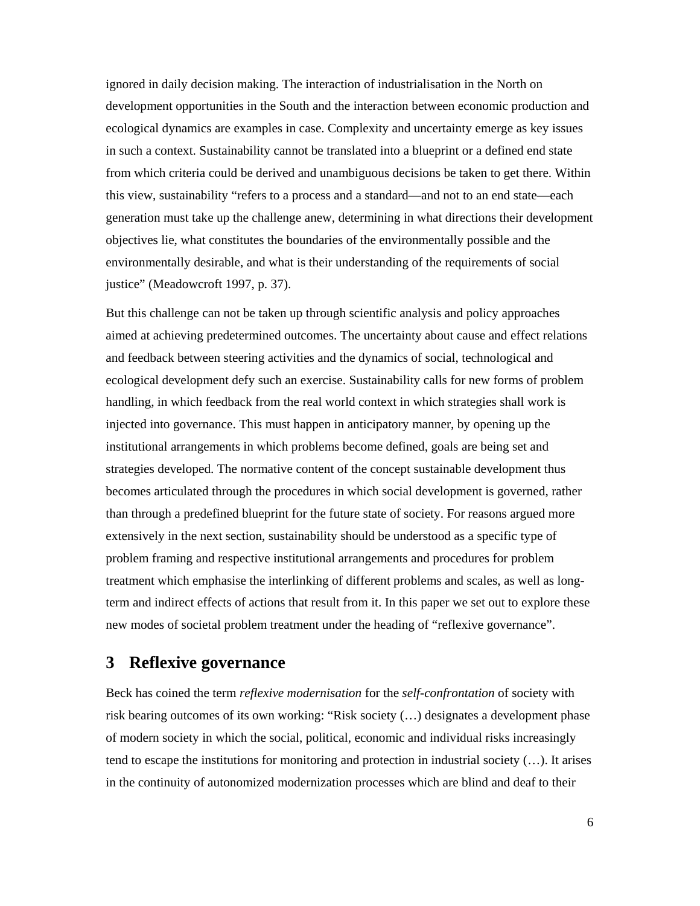ignored in daily decision making. The interaction of industrialisation in the North on development opportunities in the South and the interaction between economic production and ecological dynamics are examples in case. Complexity and uncertainty emerge as key issues in such a context. Sustainability cannot be translated into a blueprint or a defined end state from which criteria could be derived and unambiguous decisions be taken to get there. Within this view, sustainability "refers to a process and a standard—and not to an end state—each generation must take up the challenge anew, determining in what directions their development objectives lie, what constitutes the boundaries of the environmentally possible and the environmentally desirable, and what is their understanding of the requirements of social justice" (Meadowcroft 1997, p. 37).

But this challenge can not be taken up through scientific analysis and policy approaches aimed at achieving predetermined outcomes. The uncertainty about cause and effect relations and feedback between steering activities and the dynamics of social, technological and ecological development defy such an exercise. Sustainability calls for new forms of problem handling, in which feedback from the real world context in which strategies shall work is injected into governance. This must happen in anticipatory manner, by opening up the institutional arrangements in which problems become defined, goals are being set and strategies developed. The normative content of the concept sustainable development thus becomes articulated through the procedures in which social development is governed, rather than through a predefined blueprint for the future state of society. For reasons argued more extensively in the next section, sustainability should be understood as a specific type of problem framing and respective institutional arrangements and procedures for problem treatment which emphasise the interlinking of different problems and scales, as well as long-term and indirect effects of actions that result from it. In this paper we set out to explore these new modes of societal problem treatment under the heading of "reflexive governance".

## 3 Reflexive governance

Beck has coined the term *reflexive modernisation* for the *self-confrontation* of society with risk bearing outcomes of its own working: "Risk society (…) designates a development phase of modern society in which the social, political, economic and individual risks increasingly tend to escape the institutions for monitoring and protection in industrial society (…). It arises in the continuity of autonomized modernization processes which are blind and deaf to their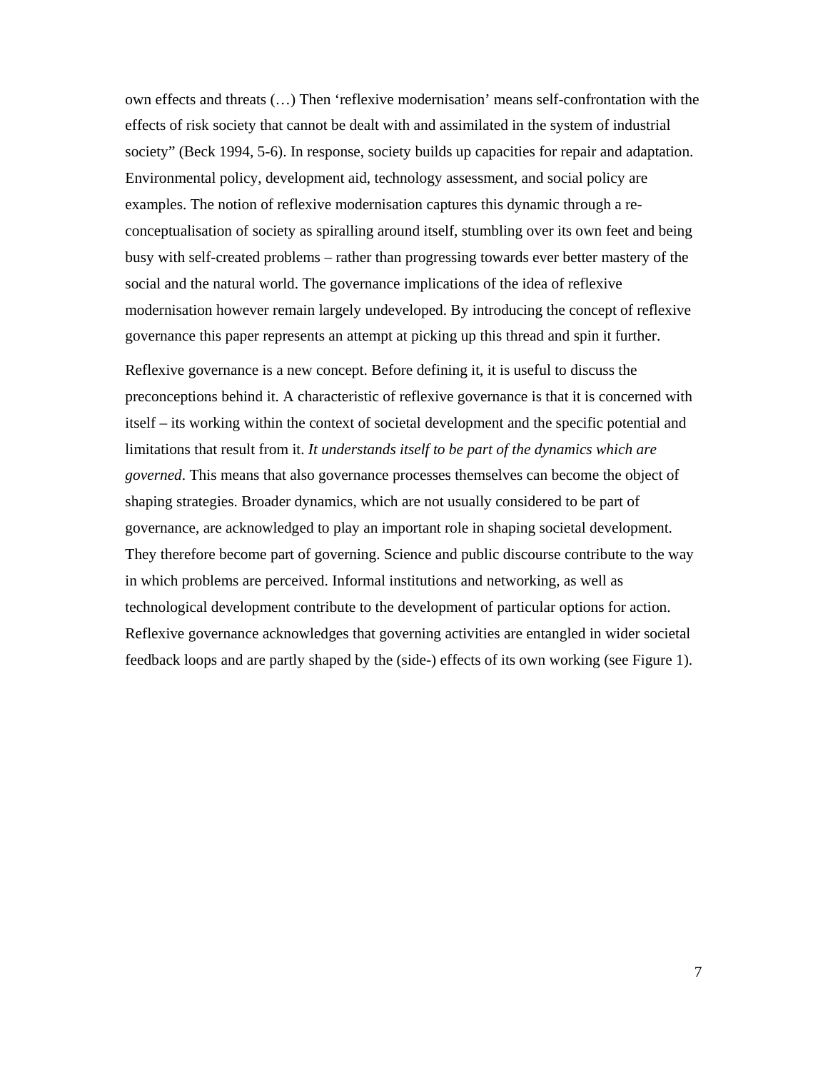own effects and threats (…) Then 'reflexive modernisation' means self-confrontation with the effects of risk society that cannot be dealt with and assimilated in the system of industrial society" (Beck 1994, 5-6). In response, society builds up capacities for repair and adaptation. Environmental policy, development aid, technology assessment, and social policy are examples. The notion of reflexive modernisation captures this dynamic through a re-conceptualisation of society as spiralling around itself, stumbling over its own feet and being busy with self-created problems – rather than progressing towards ever better mastery of the social and the natural world. The governance implications of the idea of reflexive modernisation however remain largely undeveloped. By introducing the concept of reflexive governance this paper represents an attempt at picking up this thread and spin it further.

Reflexive governance is a new concept. Before defining it, it is useful to discuss the preconceptions behind it. A characteristic of reflexive governance is that it is concerned with itself – its working within the context of societal development and the specific potential and limitations that result from it. *It understands itself to be part of the dynamics which are governed*. This means that also governance processes themselves can become the object of shaping strategies. Broader dynamics, which are not usually considered to be part of governance, are acknowledged to play an important role in shaping societal development. They therefore become part of governing. Science and public discourse contribute to the way in which problems are perceived. Informal institutions and networking, as well as technological development contribute to the development of particular options for action. Reflexive governance acknowledges that governing activities are entangled in wider societal feedback loops and are partly shaped by the (side-) effects of its own working (see Figure 1).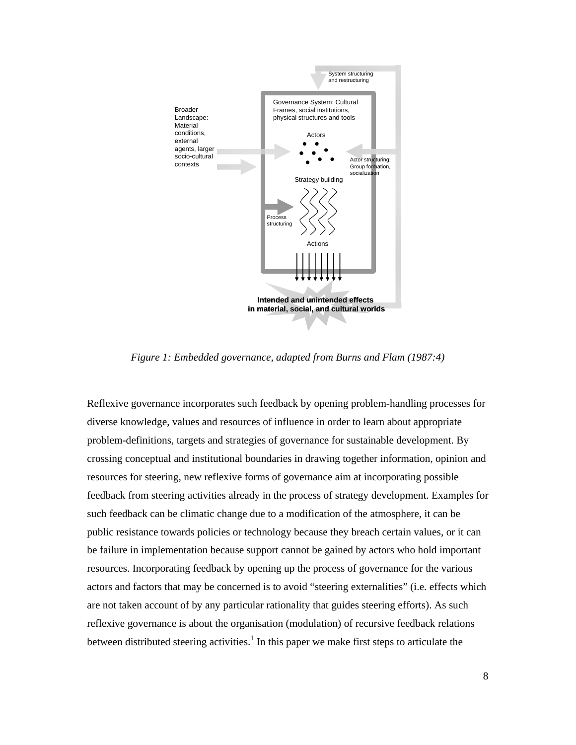*Figure 1: Embedded governance, adapted from Burns and Flam (1987:4)*

Reflexive governance incorporates such feedback by opening problem-handling processes for diverse knowledge, values and resources of influence in order to learn about appropriate problem-definitions, targets and strategies of governance for sustainable development. By crossing conceptual and institutional boundaries in drawing together information, opinion and resources for steering, new reflexive forms of governance aim at incorporating possible feedback from steering activities already in the process of strategy development. Examples for such feedback can be climatic change due to a modification of the atmosphere, it can be public resistance towards policies or technology because they breach certain values, or it can be failure in implementation because support cannot be gained by actors who hold important resources. Incorporating feedback by opening up the process of governance for the various actors and factors that may be concerned is to avoid "steering externalities" (i.e. effects which are not taken account of by any particular rationality that guides steering efforts). As such reflexive governance is about the organisation (modulation) of recursive feedback relations between distributed steering activities.[1] In this paper we make first steps to articulate the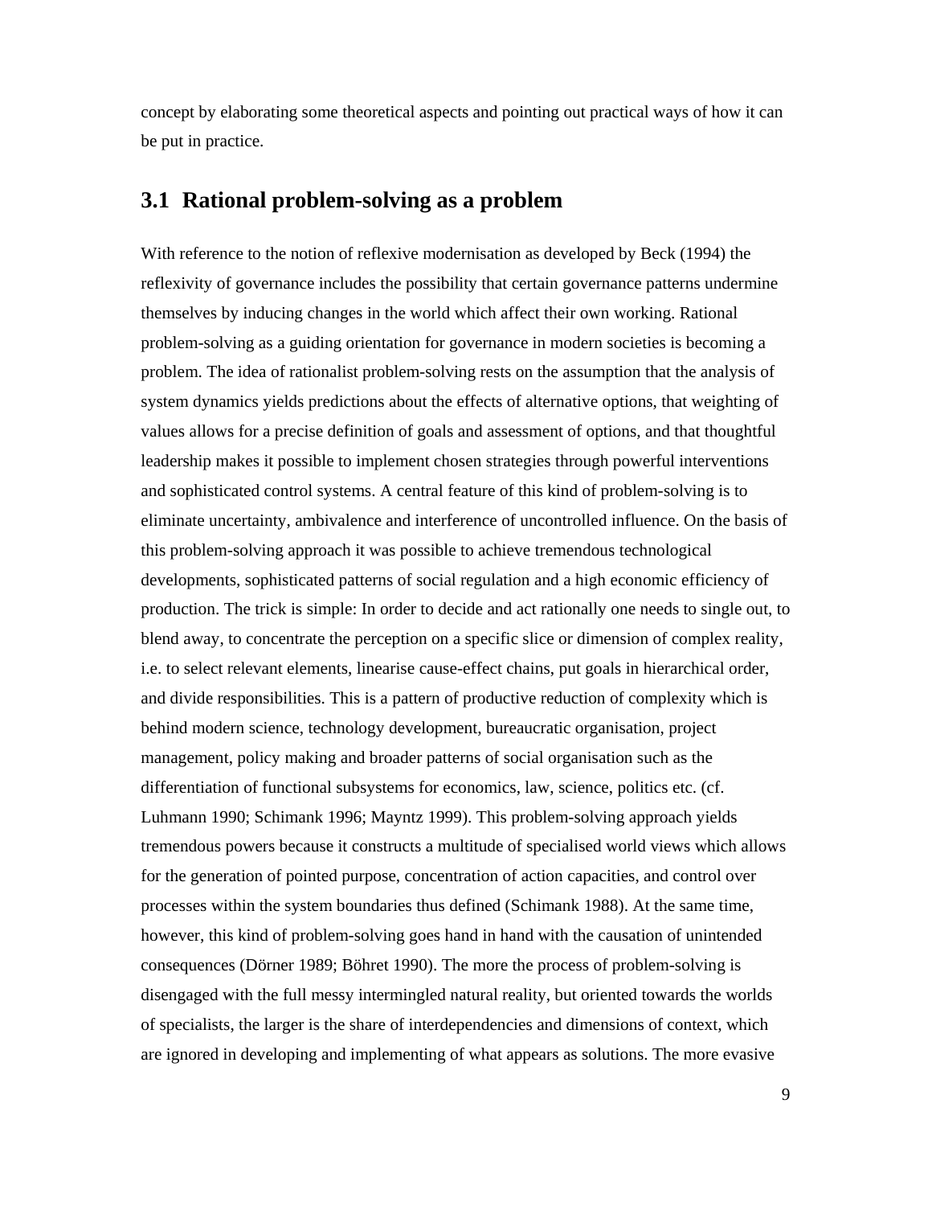concept by elaborating some theoretical aspects and pointing out practical ways of how it can be put in practice.

## 3.1 Rational problem-solving as a problem

With reference to the notion of reflexive modernisation as developed by Beck (1994) the reflexivity of governance includes the possibility that certain governance patterns undermine themselves by inducing changes in the world which affect their own working. Rational problem-solving as a guiding orientation for governance in modern societies is becoming a problem. The idea of rationalist problem-solving rests on the assumption that the analysis of system dynamics yields predictions about the effects of alternative options, that weighting of values allows for a precise definition of goals and assessment of options, and that thoughtful leadership makes it possible to implement chosen strategies through powerful interventions and sophisticated control systems. A central feature of this kind of problem-solving is to eliminate uncertainty, ambivalence and interference of uncontrolled influence. On the basis of this problem-solving approach it was possible to achieve tremendous technological developments, sophisticated patterns of social regulation and a high economic efficiency of production. The trick is simple: In order to decide and act rationally one needs to single out, to blend away, to concentrate the perception on a specific slice or dimension of complex reality, i.e. to select relevant elements, linearise cause-effect chains, put goals in hierarchical order, and divide responsibilities. This is a pattern of productive reduction of complexity which is behind modern science, technology development, bureaucratic organisation, project management, policy making and broader patterns of social organisation such as the differentiation of functional subsystems for economics, law, science, politics etc. (cf. Luhmann 1990; Schimank 1996; Mayntz 1999). This problem-solving approach yields tremendous powers because it constructs a multitude of specialised world views which allows for the generation of pointed purpose, concentration of action capacities, and control over processes within the system boundaries thus defined (Schimank 1988). At the same time, however, this kind of problem-solving goes hand in hand with the causation of unintended consequences (Dörner 1989; Böhret 1990). The more the process of problem-solving is disengaged with the full messy intermingled natural reality, but oriented towards the worlds of specialists, the larger is the share of interdependencies and dimensions of context, which are ignored in developing and implementing of what appears as solutions. The more evasive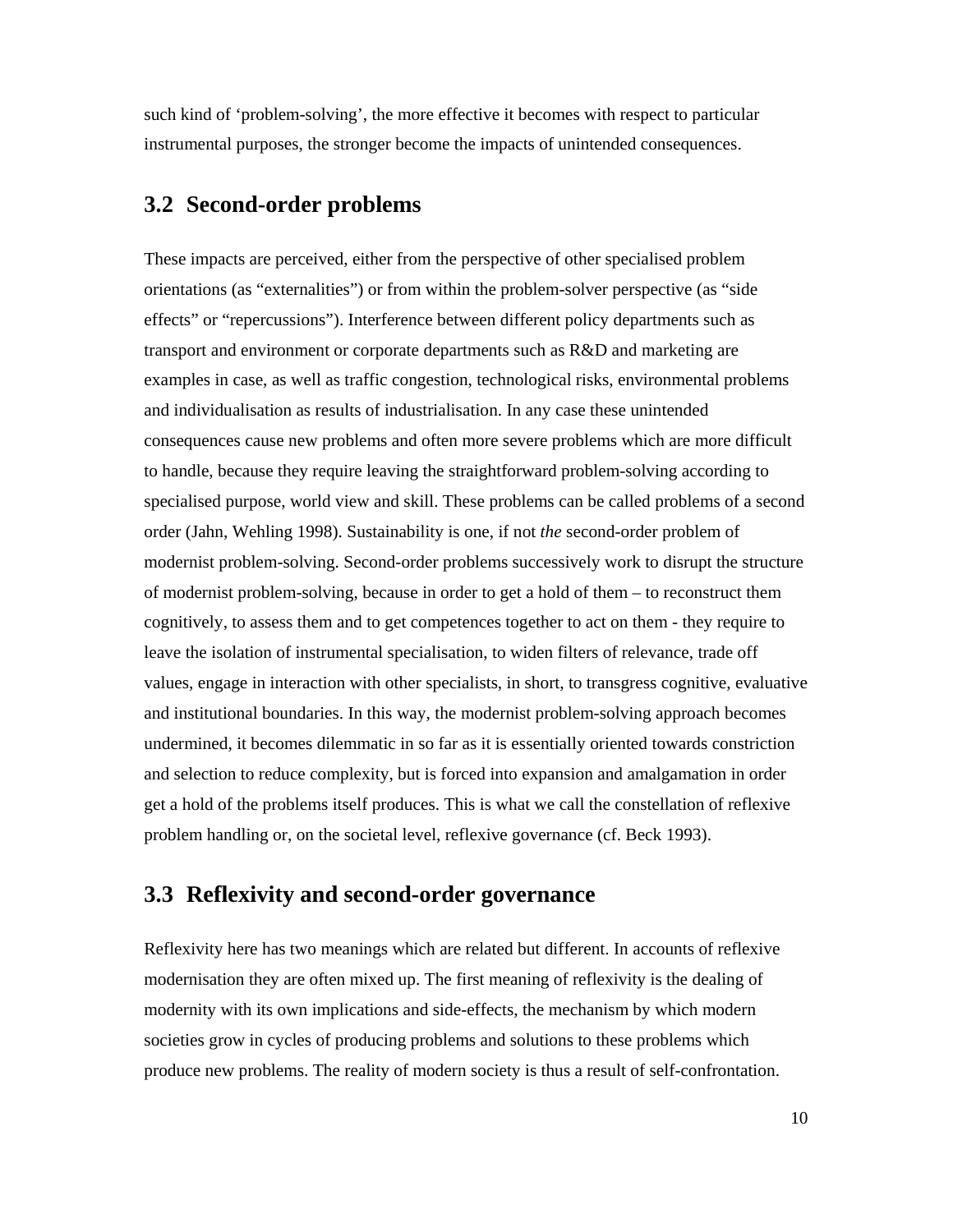such kind of 'problem-solving', the more effective it becomes with respect to particular instrumental purposes, the stronger become the impacts of unintended consequences.

## 3.2 Second-order problems

These impacts are perceived, either from the perspective of other specialised problem orientations (as "externalities") or from within the problem-solver perspective (as "side effects" or "repercussions"). Interference between different policy departments such as transport and environment or corporate departments such as R&D and marketing are examples in case, as well as traffic congestion, technological risks, environmental problems and individualisation as results of industrialisation. In any case these unintended consequences cause new problems and often more severe problems which are more difficult to handle, because they require leaving the straightforward problem-solving according to specialised purpose, world view and skill. These problems can be called problems of a second order (Jahn, Wehling 1998). Sustainability is one, if not *the* second-order problem of modernist problem-solving. Second-order problems successively work to disrupt the structure of modernist problem-solving, because in order to get a hold of them – to reconstruct them cognitively, to assess them and to get competences together to act on them - they require to leave the isolation of instrumental specialisation, to widen filters of relevance, trade off values, engage in interaction with other specialists, in short, to transgress cognitive, evaluative and institutional boundaries. In this way, the modernist problem-solving approach becomes undermined, it becomes dilemmatic in so far as it is essentially oriented towards constriction and selection to reduce complexity, but is forced into expansion and amalgamation in order get a hold of the problems itself produces. This is what we call the constellation of reflexive problem handling or, on the societal level, reflexive governance (cf. Beck 1993).

## 3.3 Reflexivity and second-order governance

Reflexivity here has two meanings which are related but different. In accounts of reflexive modernisation they are often mixed up. The first meaning of reflexivity is the dealing of modernity with its own implications and side-effects, the mechanism by which modern societies grow in cycles of producing problems and solutions to these problems which produce new problems. The reality of modern society is thus a result of self-confrontation.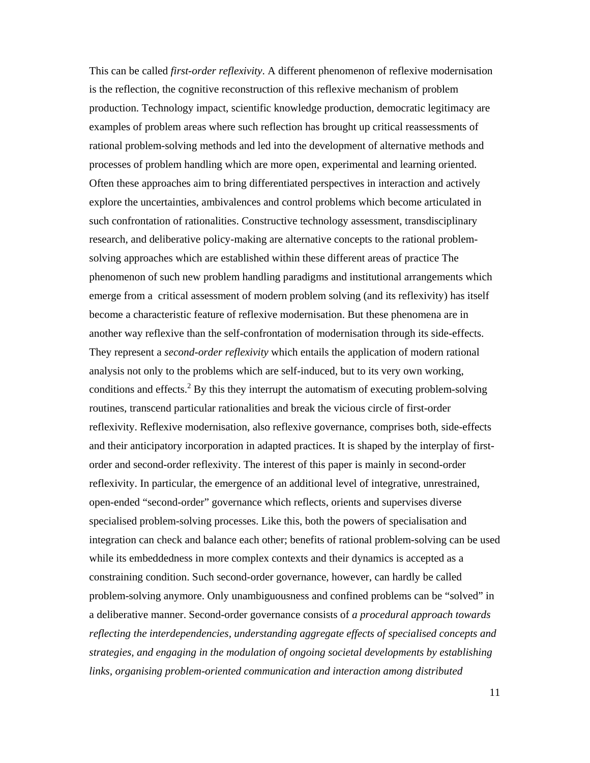This can be called *first-order reflexivity*. A different phenomenon of reflexive modernisation is the reflection, the cognitive reconstruction of this reflexive mechanism of problem production. Technology impact, scientific knowledge production, democratic legitimacy are examples of problem areas where such reflection has brought up critical reassessments of rational problem-solving methods and led into the development of alternative methods and processes of problem handling which are more open, experimental and learning oriented. Often these approaches aim to bring differentiated perspectives in interaction and actively explore the uncertainties, ambivalences and control problems which become articulated in such confrontation of rationalities. Constructive technology assessment, transdisciplinary research, and deliberative policy-making are alternative concepts to the rational problem-solving approaches which are established within these different areas of practice The phenomenon of such new problem handling paradigms and institutional arrangements which emerge from a critical assessment of modern problem solving (and its reflexivity) has itself become a characteristic feature of reflexive modernisation. But these phenomena are in another way reflexive than the self-confrontation of modernisation through its side-effects. They represent a *second-order reflexivity* which entails the application of modern rational analysis not only to the problems which are self-induced, but to its very own working, conditions and effects.[2] By this they interrupt the automatism of executing problem-solving routines, transcend particular rationalities and break the vicious circle of first-order reflexivity. Reflexive modernisation, also reflexive governance, comprises both, side-effects and their anticipatory incorporation in adapted practices. It is shaped by the interplay of first-order and second-order reflexivity. The interest of this paper is mainly in second-order reflexivity. In particular, the emergence of an additional level of integrative, unrestrained, open-ended "second-order" governance which reflects, orients and supervises diverse specialised problem-solving processes. Like this, both the powers of specialisation and integration can check and balance each other; benefits of rational problem-solving can be used while its embeddedness in more complex contexts and their dynamics is accepted as a constraining condition. Such second-order governance, however, can hardly be called problem-solving anymore. Only unambiguousness and confined problems can be "solved" in a deliberative manner. Second-order governance consists of *a procedural approach towards reflecting the interdependencies, understanding aggregate effects of specialised concepts and strategies, and engaging in the modulation of ongoing societal developments by establishing links, organising problem-oriented communication and interaction among distributed*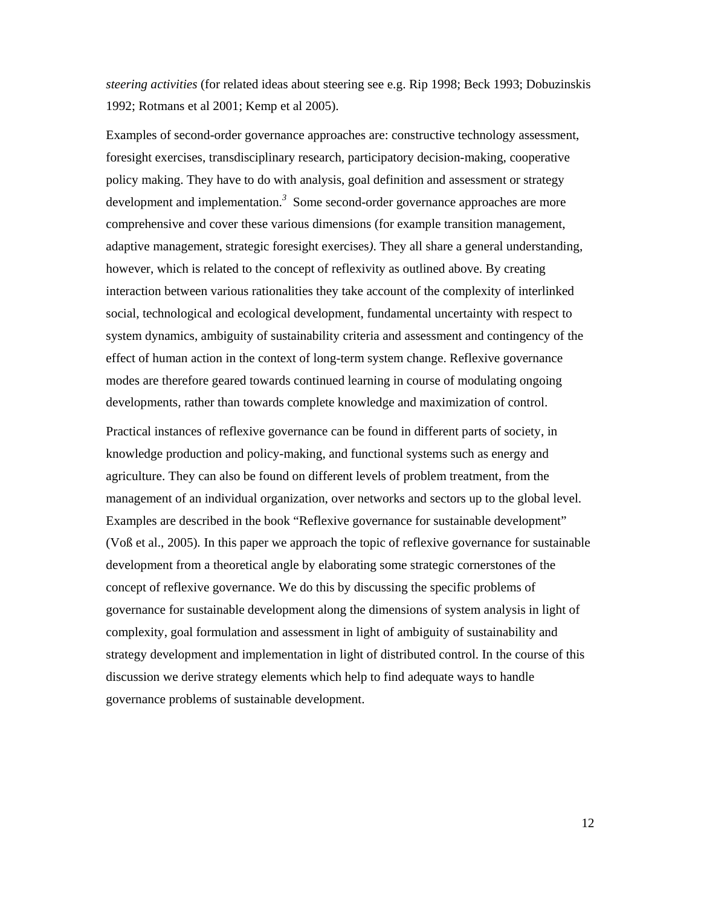*steering activities* (for related ideas about steering see e.g. Rip 1998; Beck 1993; Dobuzinskis 1992; Rotmans et al 2001; Kemp et al 2005).

Examples of second-order governance approaches are: constructive technology assessment, foresight exercises, transdisciplinary research, participatory decision-making, cooperative policy making. They have to do with analysis, goal definition and assessment or strategy development and implementation.[3] Some second-order governance approaches are more comprehensive and cover these various dimensions (for example transition management, adaptive management, strategic foresight exercises*)*. They all share a general understanding, however, which is related to the concept of reflexivity as outlined above. By creating interaction between various rationalities they take account of the complexity of interlinked social, technological and ecological development, fundamental uncertainty with respect to system dynamics, ambiguity of sustainability criteria and assessment and contingency of the effect of human action in the context of long-term system change. Reflexive governance modes are therefore geared towards continued learning in course of modulating ongoing developments, rather than towards complete knowledge and maximization of control.

Practical instances of reflexive governance can be found in different parts of society, in knowledge production and policy-making, and functional systems such as energy and agriculture. They can also be found on different levels of problem treatment, from the management of an individual organization, over networks and sectors up to the global level. Examples are described in the book "Reflexive governance for sustainable development" (Voß et al., 2005). In this paper we approach the topic of reflexive governance for sustainable development from a theoretical angle by elaborating some strategic cornerstones of the concept of reflexive governance. We do this by discussing the specific problems of governance for sustainable development along the dimensions of system analysis in light of complexity, goal formulation and assessment in light of ambiguity of sustainability and strategy development and implementation in light of distributed control. In the course of this discussion we derive strategy elements which help to find adequate ways to handle governance problems of sustainable development.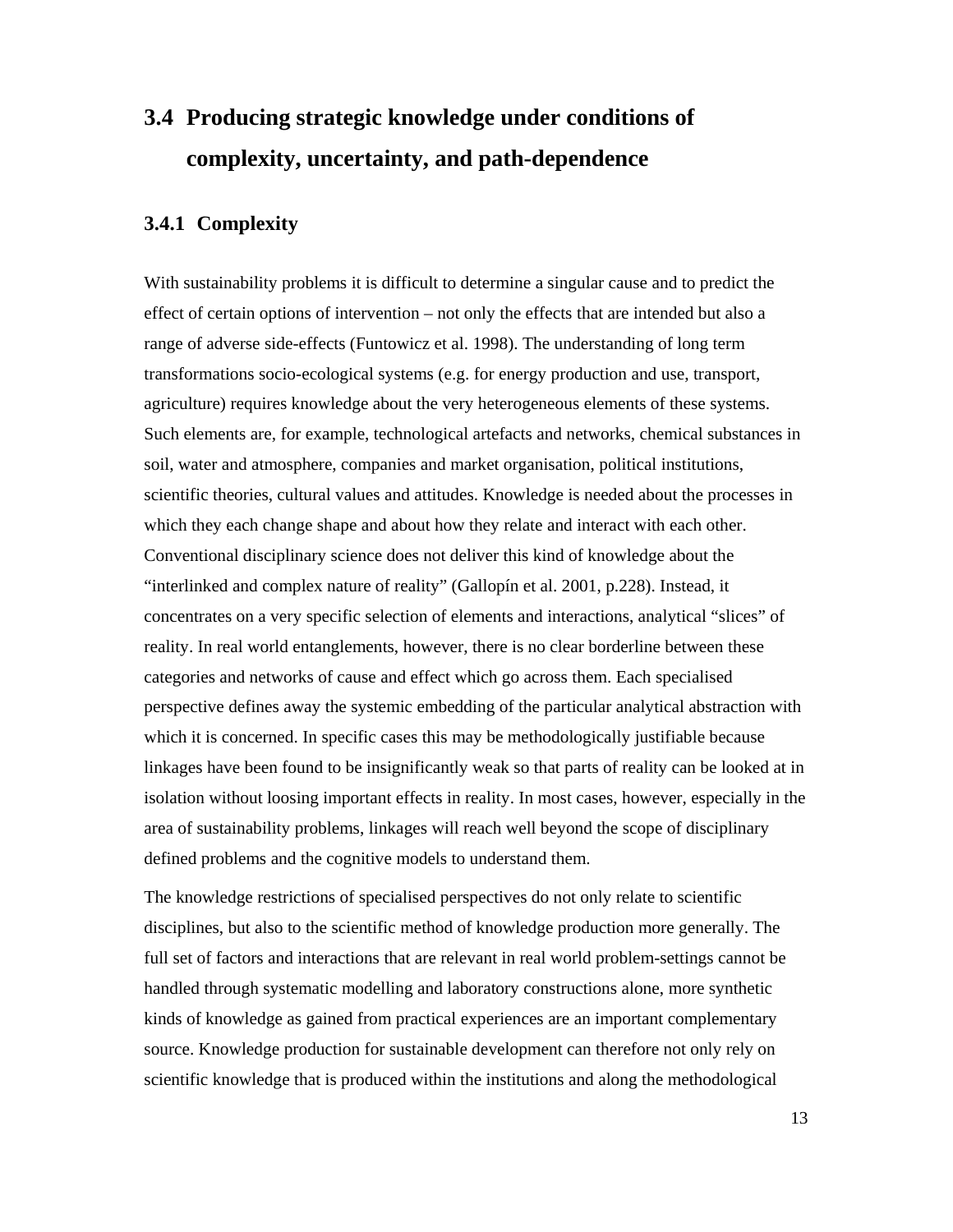## 3.4 Producing strategic knowledge under conditions of complexity, uncertainty, and path-dependence

### 3.4.1 Complexity

With sustainability problems it is difficult to determine a singular cause and to predict the effect of certain options of intervention – not only the effects that are intended but also a range of adverse side-effects (Funtowicz et al. 1998). The understanding of long term transformations socio-ecological systems (e.g. for energy production and use, transport, agriculture) requires knowledge about the very heterogeneous elements of these systems. Such elements are, for example, technological artefacts and networks, chemical substances in soil, water and atmosphere, companies and market organisation, political institutions, scientific theories, cultural values and attitudes. Knowledge is needed about the processes in which they each change shape and about how they relate and interact with each other. Conventional disciplinary science does not deliver this kind of knowledge about the "interlinked and complex nature of reality" (Gallopín et al. 2001, p.228). Instead, it concentrates on a very specific selection of elements and interactions, analytical "slices" of reality. In real world entanglements, however, there is no clear borderline between these categories and networks of cause and effect which go across them. Each specialised perspective defines away the systemic embedding of the particular analytical abstraction with which it is concerned. In specific cases this may be methodologically justifiable because linkages have been found to be insignificantly weak so that parts of reality can be looked at in isolation without loosing important effects in reality. In most cases, however, especially in the area of sustainability problems, linkages will reach well beyond the scope of disciplinary defined problems and the cognitive models to understand them.

The knowledge restrictions of specialised perspectives do not only relate to scientific disciplines, but also to the scientific method of knowledge production more generally. The full set of factors and interactions that are relevant in real world problem-settings cannot be handled through systematic modelling and laboratory constructions alone, more synthetic kinds of knowledge as gained from practical experiences are an important complementary source. Knowledge production for sustainable development can therefore not only rely on scientific knowledge that is produced within the institutions and along the methodological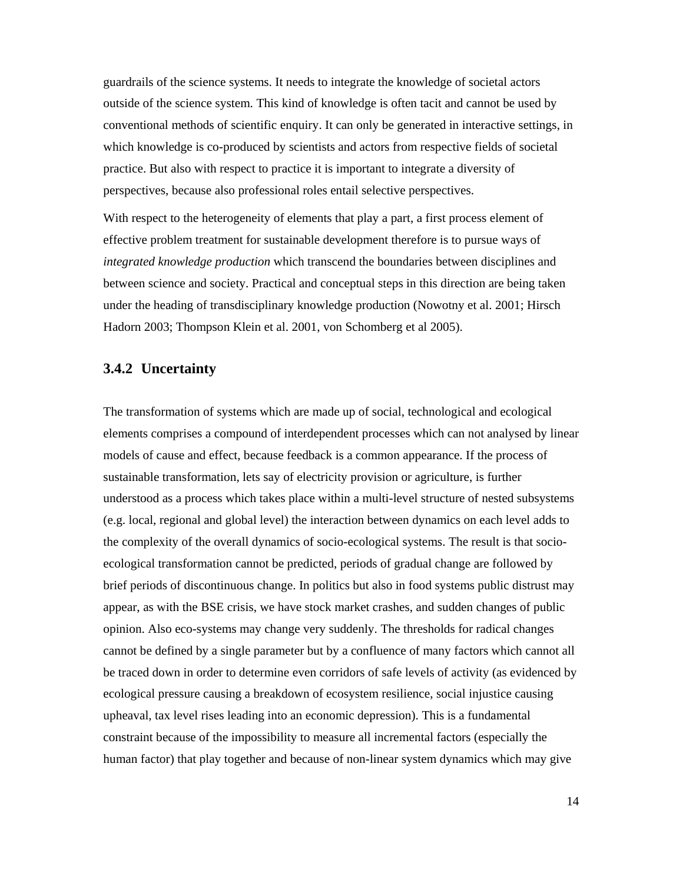guardrails of the science systems. It needs to integrate the knowledge of societal actors outside of the science system. This kind of knowledge is often tacit and cannot be used by conventional methods of scientific enquiry. It can only be generated in interactive settings, in which knowledge is co-produced by scientists and actors from respective fields of societal practice. But also with respect to practice it is important to integrate a diversity of perspectives, because also professional roles entail selective perspectives.

With respect to the heterogeneity of elements that play a part, a first process element of effective problem treatment for sustainable development therefore is to pursue ways of *integrated knowledge production* which transcend the boundaries between disciplines and between science and society. Practical and conceptual steps in this direction are being taken under the heading of transdisciplinary knowledge production (Nowotny et al. 2001; Hirsch Hadorn 2003; Thompson Klein et al. 2001, von Schomberg et al 2005).

### 3.4.2 Uncertainty

The transformation of systems which are made up of social, technological and ecological elements comprises a compound of interdependent processes which can not analysed by linear models of cause and effect, because feedback is a common appearance. If the process of sustainable transformation, lets say of electricity provision or agriculture, is further understood as a process which takes place within a multi-level structure of nested subsystems (e.g. local, regional and global level) the interaction between dynamics on each level adds to the complexity of the overall dynamics of socio-ecological systems. The result is that socio-ecological transformation cannot be predicted, periods of gradual change are followed by brief periods of discontinuous change. In politics but also in food systems public distrust may appear, as with the BSE crisis, we have stock market crashes, and sudden changes of public opinion. Also eco-systems may change very suddenly. The thresholds for radical changes cannot be defined by a single parameter but by a confluence of many factors which cannot all be traced down in order to determine even corridors of safe levels of activity (as evidenced by ecological pressure causing a breakdown of ecosystem resilience, social injustice causing upheaval, tax level rises leading into an economic depression). This is a fundamental constraint because of the impossibility to measure all incremental factors (especially the human factor) that play together and because of non-linear system dynamics which may give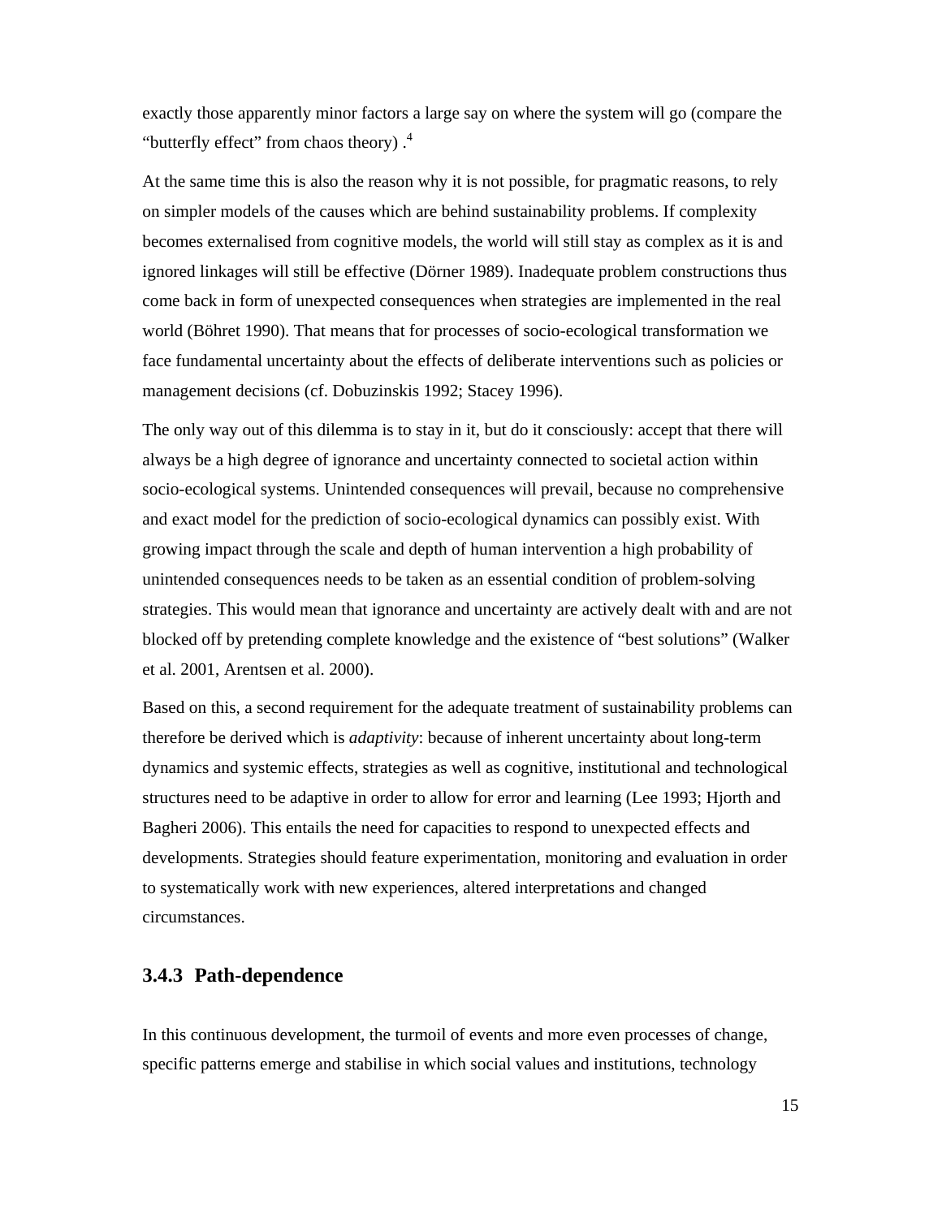exactly those apparently minor factors a large say on where the system will go (compare the "butterfly effect" from chaos theory) .[4]

At the same time this is also the reason why it is not possible, for pragmatic reasons, to rely on simpler models of the causes which are behind sustainability problems. If complexity becomes externalised from cognitive models, the world will still stay as complex as it is and ignored linkages will still be effective (Dörner 1989). Inadequate problem constructions thus come back in form of unexpected consequences when strategies are implemented in the real world (Böhret 1990). That means that for processes of socio-ecological transformation we face fundamental uncertainty about the effects of deliberate interventions such as policies or management decisions (cf. Dobuzinskis 1992; Stacey 1996).

The only way out of this dilemma is to stay in it, but do it consciously: accept that there will always be a high degree of ignorance and uncertainty connected to societal action within socio-ecological systems. Unintended consequences will prevail, because no comprehensive and exact model for the prediction of socio-ecological dynamics can possibly exist. With growing impact through the scale and depth of human intervention a high probability of unintended consequences needs to be taken as an essential condition of problem-solving strategies. This would mean that ignorance and uncertainty are actively dealt with and are not blocked off by pretending complete knowledge and the existence of "best solutions" (Walker et al. 2001, Arentsen et al. 2000).

Based on this, a second requirement for the adequate treatment of sustainability problems can therefore be derived which is *adaptivity*: because of inherent uncertainty about long-term dynamics and systemic effects, strategies as well as cognitive, institutional and technological structures need to be adaptive in order to allow for error and learning (Lee 1993; Hjorth and Bagheri 2006). This entails the need for capacities to respond to unexpected effects and developments. Strategies should feature experimentation, monitoring and evaluation in order to systematically work with new experiences, altered interpretations and changed circumstances.

### 3.4.3 Path-dependence

In this continuous development, the turmoil of events and more even processes of change, specific patterns emerge and stabilise in which social values and institutions, technology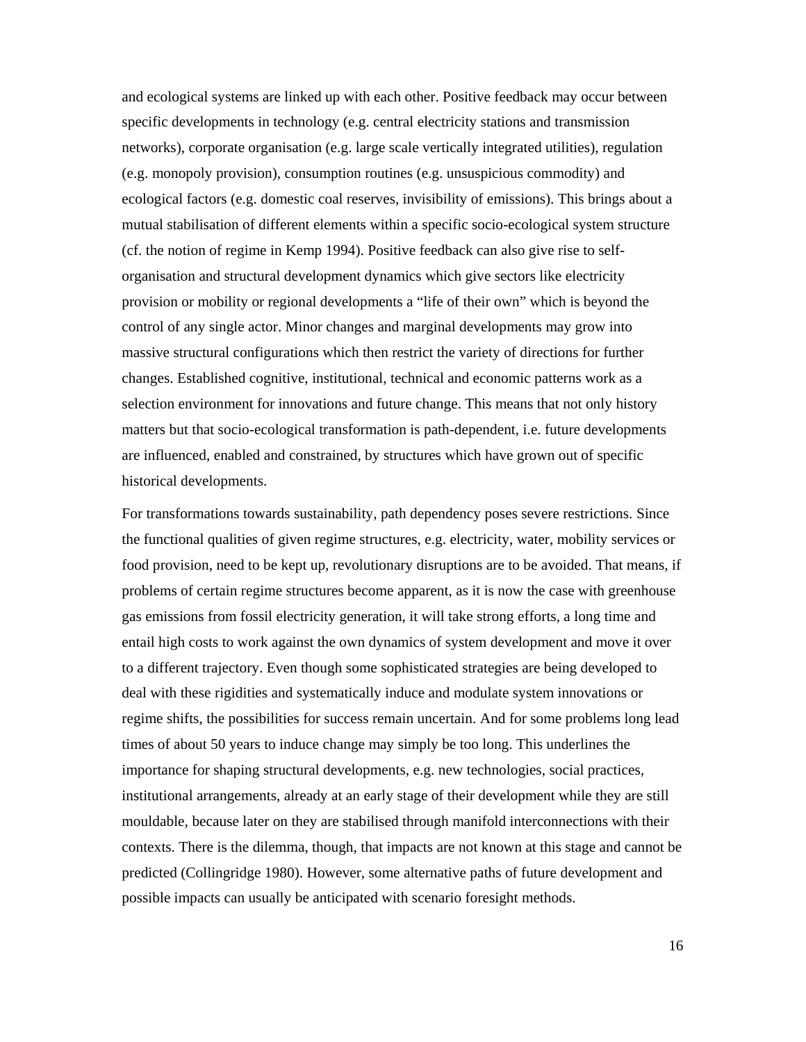and ecological systems are linked up with each other. Positive feedback may occur between specific developments in technology (e.g. central electricity stations and transmission networks), corporate organisation (e.g. large scale vertically integrated utilities), regulation (e.g. monopoly provision), consumption routines (e.g. unsuspicious commodity) and ecological factors (e.g. domestic coal reserves, invisibility of emissions). This brings about a mutual stabilisation of different elements within a specific socio-ecological system structure (cf. the notion of regime in Kemp 1994). Positive feedback can also give rise to self-organisation and structural development dynamics which give sectors like electricity provision or mobility or regional developments a "life of their own" which is beyond the control of any single actor. Minor changes and marginal developments may grow into massive structural configurations which then restrict the variety of directions for further changes. Established cognitive, institutional, technical and economic patterns work as a selection environment for innovations and future change. This means that not only history matters but that socio-ecological transformation is path-dependent, i.e. future developments are influenced, enabled and constrained, by structures which have grown out of specific historical developments.

For transformations towards sustainability, path dependency poses severe restrictions. Since the functional qualities of given regime structures, e.g. electricity, water, mobility services or food provision, need to be kept up, revolutionary disruptions are to be avoided. That means, if problems of certain regime structures become apparent, as it is now the case with greenhouse gas emissions from fossil electricity generation, it will take strong efforts, a long time and entail high costs to work against the own dynamics of system development and move it over to a different trajectory. Even though some sophisticated strategies are being developed to deal with these rigidities and systematically induce and modulate system innovations or regime shifts, the possibilities for success remain uncertain. And for some problems long lead times of about 50 years to induce change may simply be too long. This underlines the importance for shaping structural developments, e.g. new technologies, social practices, institutional arrangements, already at an early stage of their development while they are still mouldable, because later on they are stabilised through manifold interconnections with their contexts. There is the dilemma, though, that impacts are not known at this stage and cannot be predicted (Collingridge 1980). However, some alternative paths of future development and possible impacts can usually be anticipated with scenario foresight methods.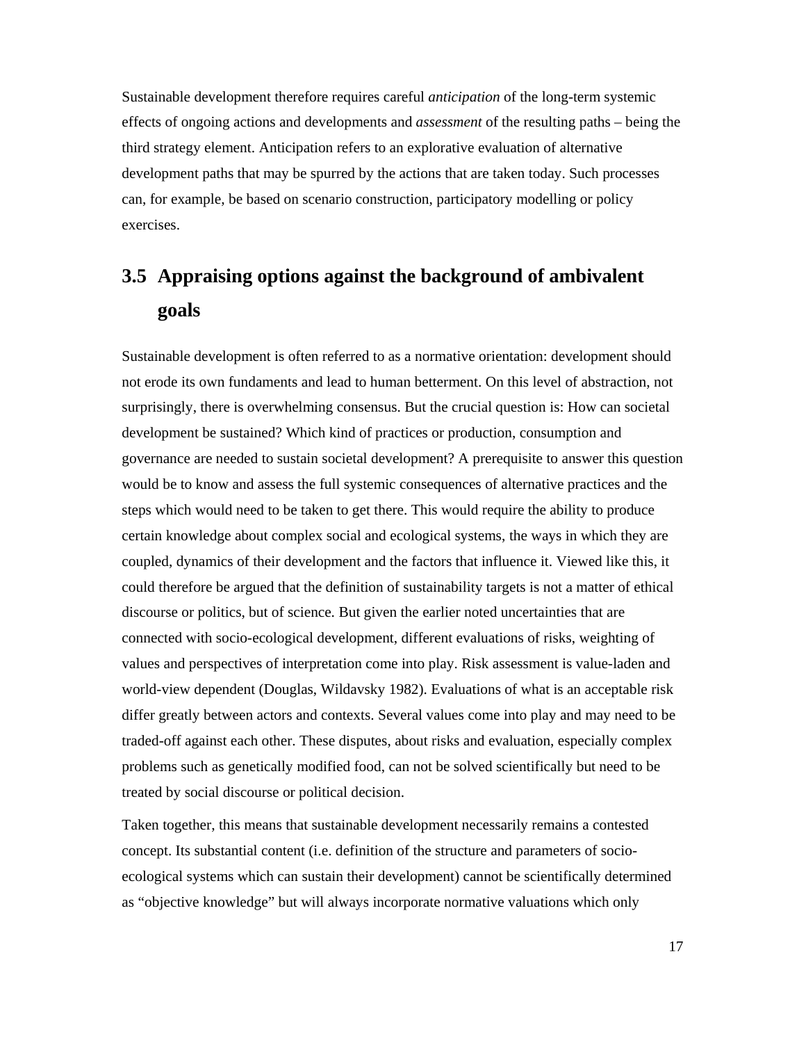Sustainable development therefore requires careful *anticipation* of the long-term systemic effects of ongoing actions and developments and *assessment* of the resulting paths – being the third strategy element. Anticipation refers to an explorative evaluation of alternative development paths that may be spurred by the actions that are taken today. Such processes can, for example, be based on scenario construction, participatory modelling or policy exercises.

## 3.5 Appraising options against the background of ambivalent goals

Sustainable development is often referred to as a normative orientation: development should not erode its own fundaments and lead to human betterment. On this level of abstraction, not surprisingly, there is overwhelming consensus. But the crucial question is: How can societal development be sustained? Which kind of practices or production, consumption and governance are needed to sustain societal development? A prerequisite to answer this question would be to know and assess the full systemic consequences of alternative practices and the steps which would need to be taken to get there. This would require the ability to produce certain knowledge about complex social and ecological systems, the ways in which they are coupled, dynamics of their development and the factors that influence it. Viewed like this, it could therefore be argued that the definition of sustainability targets is not a matter of ethical discourse or politics, but of science. But given the earlier noted uncertainties that are connected with socio-ecological development, different evaluations of risks, weighting of values and perspectives of interpretation come into play. Risk assessment is value-laden and world-view dependent (Douglas, Wildavsky 1982). Evaluations of what is an acceptable risk differ greatly between actors and contexts. Several values come into play and may need to be traded-off against each other. These disputes, about risks and evaluation, especially complex problems such as genetically modified food, can not be solved scientifically but need to be treated by social discourse or political decision.

Taken together, this means that sustainable development necessarily remains a contested concept. Its substantial content (i.e. definition of the structure and parameters of socio-ecological systems which can sustain their development) cannot be scientifically determined as "objective knowledge" but will always incorporate normative valuations which only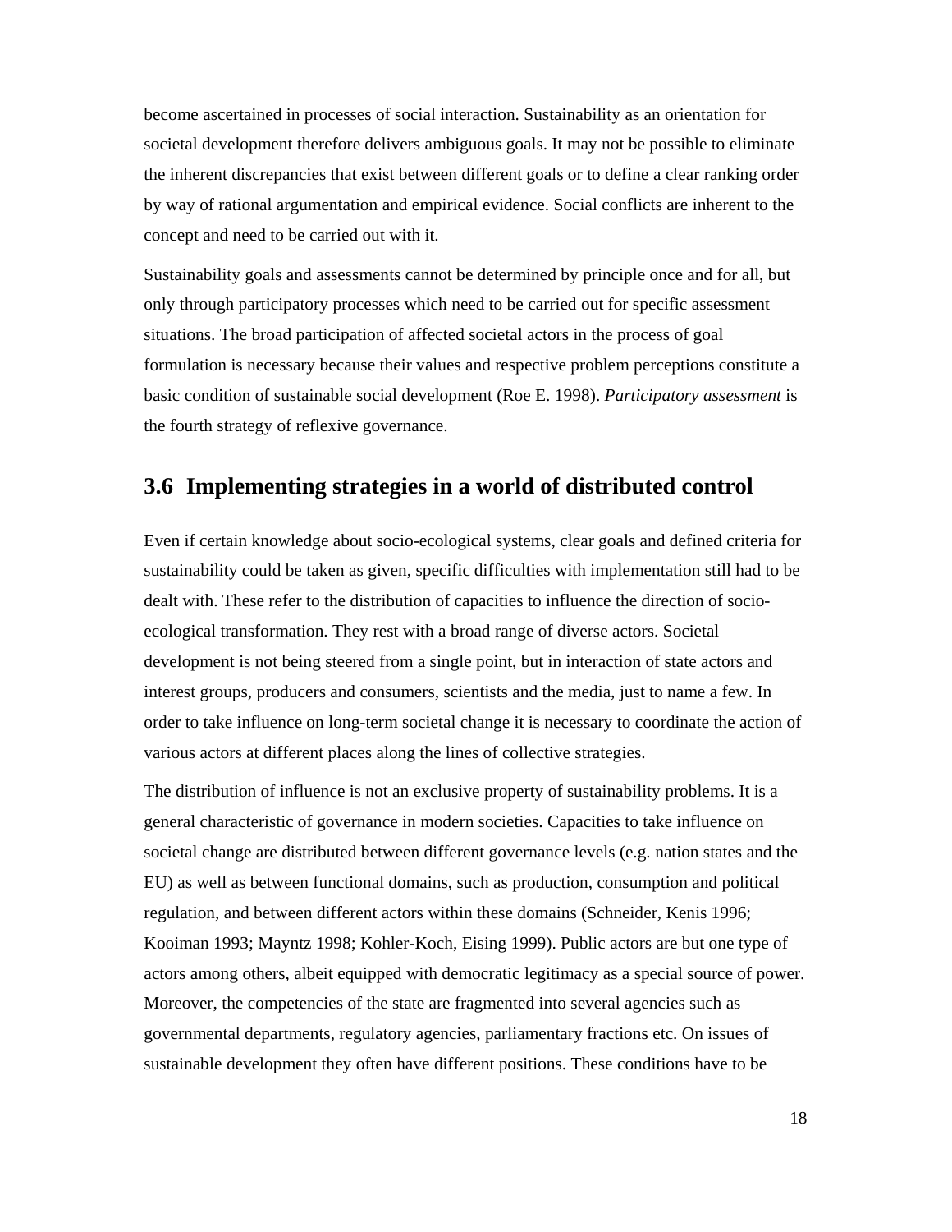become ascertained in processes of social interaction. Sustainability as an orientation for societal development therefore delivers ambiguous goals. It may not be possible to eliminate the inherent discrepancies that exist between different goals or to define a clear ranking order by way of rational argumentation and empirical evidence. Social conflicts are inherent to the concept and need to be carried out with it.

Sustainability goals and assessments cannot be determined by principle once and for all, but only through participatory processes which need to be carried out for specific assessment situations. The broad participation of affected societal actors in the process of goal formulation is necessary because their values and respective problem perceptions constitute a basic condition of sustainable social development (Roe E. 1998). *Participatory assessment* is the fourth strategy of reflexive governance.

## 3.6 Implementing strategies in a world of distributed control

Even if certain knowledge about socio-ecological systems, clear goals and defined criteria for sustainability could be taken as given, specific difficulties with implementation still had to be dealt with. These refer to the distribution of capacities to influence the direction of socio-ecological transformation. They rest with a broad range of diverse actors. Societal development is not being steered from a single point, but in interaction of state actors and interest groups, producers and consumers, scientists and the media, just to name a few. In order to take influence on long-term societal change it is necessary to coordinate the action of various actors at different places along the lines of collective strategies.

The distribution of influence is not an exclusive property of sustainability problems. It is a general characteristic of governance in modern societies. Capacities to take influence on societal change are distributed between different governance levels (e.g. nation states and the EU) as well as between functional domains, such as production, consumption and political regulation, and between different actors within these domains (Schneider, Kenis 1996; Kooiman 1993; Mayntz 1998; Kohler-Koch, Eising 1999). Public actors are but one type of actors among others, albeit equipped with democratic legitimacy as a special source of power. Moreover, the competencies of the state are fragmented into several agencies such as governmental departments, regulatory agencies, parliamentary fractions etc. On issues of sustainable development they often have different positions. These conditions have to be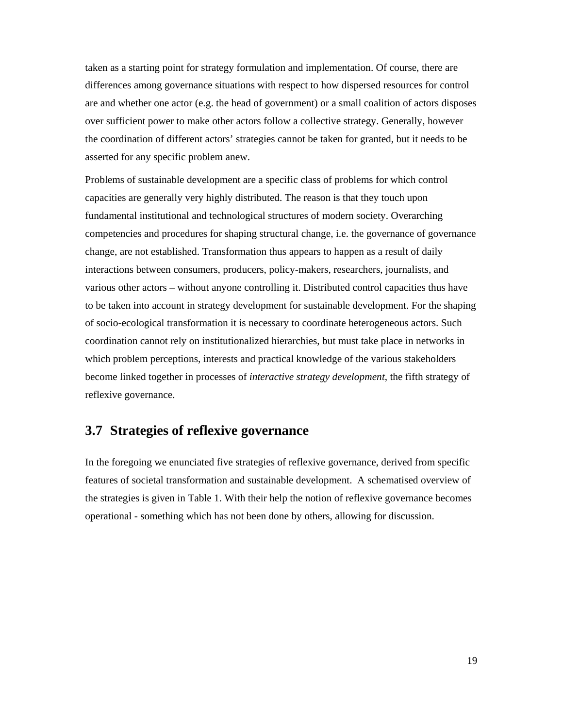taken as a starting point for strategy formulation and implementation. Of course, there are differences among governance situations with respect to how dispersed resources for control are and whether one actor (e.g. the head of government) or a small coalition of actors disposes over sufficient power to make other actors follow a collective strategy. Generally, however the coordination of different actors' strategies cannot be taken for granted, but it needs to be asserted for any specific problem anew.

Problems of sustainable development are a specific class of problems for which control capacities are generally very highly distributed. The reason is that they touch upon fundamental institutional and technological structures of modern society. Overarching competencies and procedures for shaping structural change, i.e. the governance of governance change, are not established. Transformation thus appears to happen as a result of daily interactions between consumers, producers, policy-makers, researchers, journalists, and various other actors – without anyone controlling it. Distributed control capacities thus have to be taken into account in strategy development for sustainable development. For the shaping of socio-ecological transformation it is necessary to coordinate heterogeneous actors. Such coordination cannot rely on institutionalized hierarchies, but must take place in networks in which problem perceptions, interests and practical knowledge of the various stakeholders become linked together in processes of *interactive strategy development*, the fifth strategy of reflexive governance.

## 3.7 Strategies of reflexive governance

In the foregoing we enunciated five strategies of reflexive governance, derived from specific features of societal transformation and sustainable development. A schematised overview of the strategies is given in Table 1. With their help the notion of reflexive governance becomes operational - something which has not been done by others, allowing for discussion.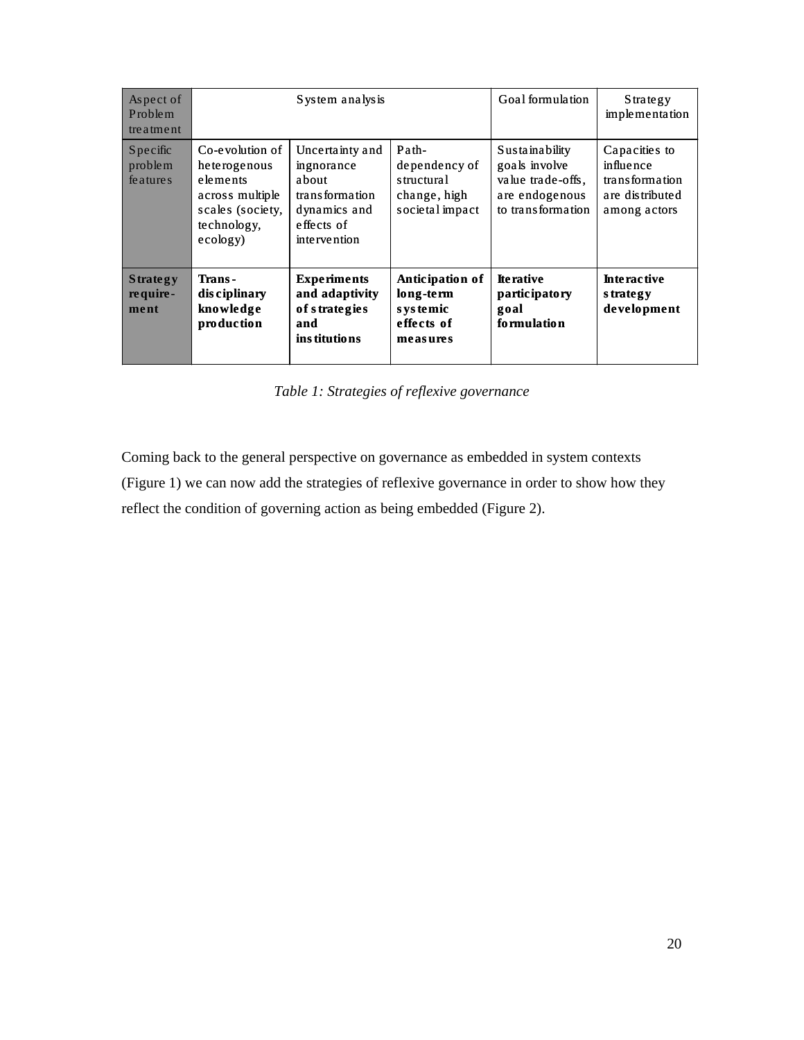| Aspect of Problem treatment | System analysis | | | Goal formulation | Strategy implementation |
|---|---|---|---|---|---|
| Specific problem features | Co-evolution of heterogenous elements across multiple scales (society, technology, ecology) | Uncertainty and ingnorance about transformation dynamics and effects of intervention | Path-dependency of structural change, high societal impact | Sustainability goals involve value trade-offs, are endogenous to transformation | Capacities to influence transformation are distributed among actors |
| **Strategy require-ment** | **Trans-disciplinary knowledge production** | **Experiments and adaptivity of strategies and institutions** | **Anticipation of long-term systemic effects of measures** | **Iterative participatory goal formulation** | **Interactive strategy development** |

*Table 1: Strategies of reflexive governance*

Coming back to the general perspective on governance as embedded in system contexts (Figure 1) we can now add the strategies of reflexive governance in order to show how they reflect the condition of governing action as being embedded (Figure 2).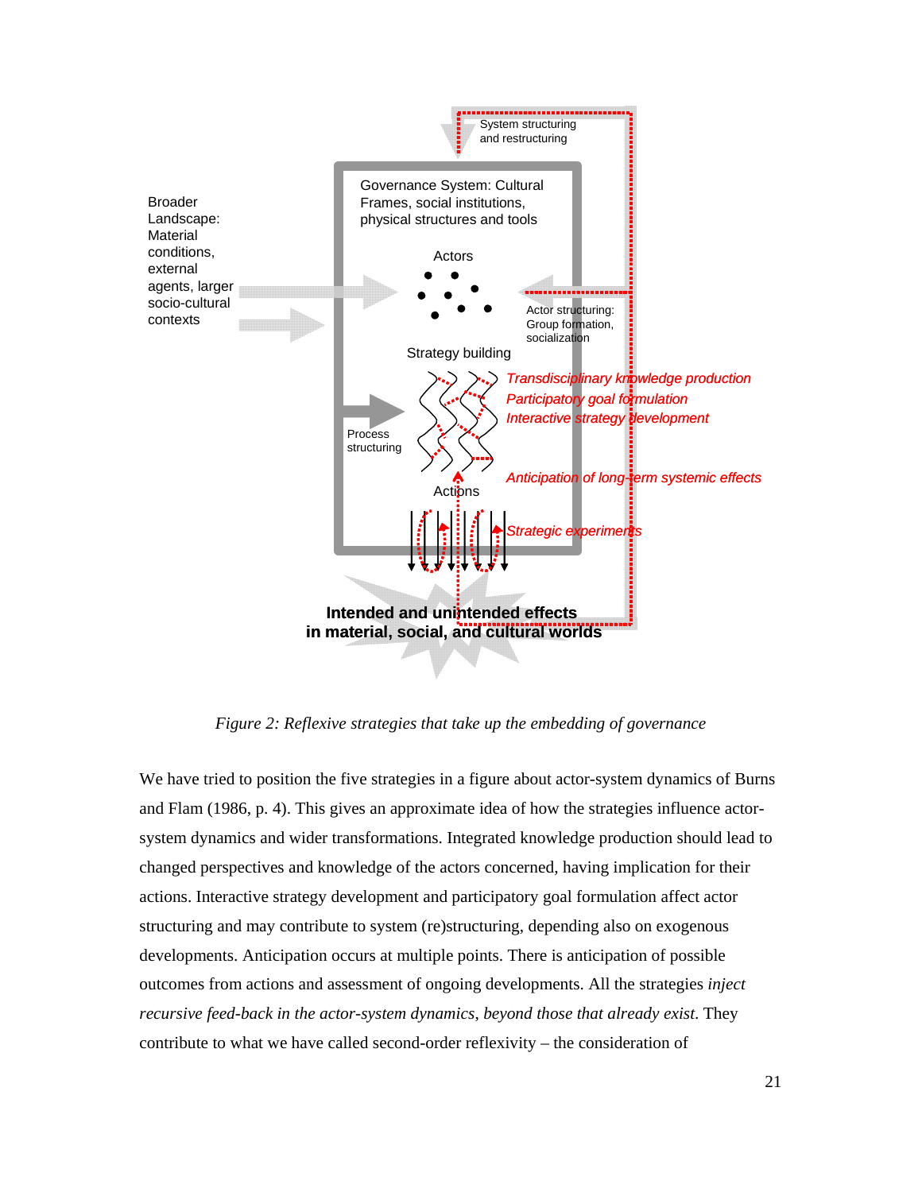System structuring and restructuring

Governance System: Cultural Frames, social institutions, physical structures and tools

Broader Landscape: Material conditions, external agents, larger socio-cultural contexts

Actors

Actor structuring: Group formation, socialization

Strategy building

Transdisciplinary knowledge production

Participatory goal formulation

Interactive strategy development

Process structuring

Anticipation of long-term systemic effects

Actions

Strategic experiments

**Intended and unintended effects in material, social, and cultural worlds**

*Figure 2: Reflexive strategies that take up the embedding of governance*

We have tried to position the five strategies in a figure about actor-system dynamics of Burns and Flam (1986, p. 4). This gives an approximate idea of how the strategies influence actor-system dynamics and wider transformations. Integrated knowledge production should lead to changed perspectives and knowledge of the actors concerned, having implication for their actions. Interactive strategy development and participatory goal formulation affect actor structuring and may contribute to system (re)structuring, depending also on exogenous developments. Anticipation occurs at multiple points. There is anticipation of possible outcomes from actions and assessment of ongoing developments. All the strategies *inject recursive feed-back in the actor-system dynamics*, *beyond those that already exist*. They contribute to what we have called second-order reflexivity – the consideration of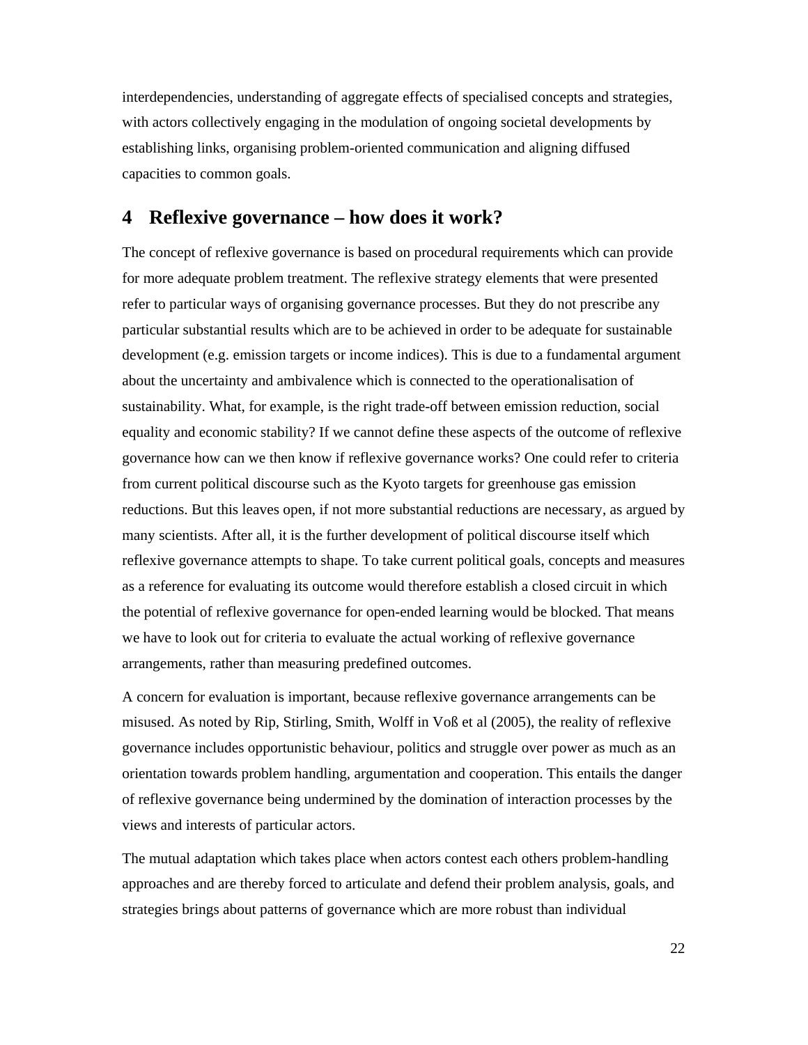interdependencies, understanding of aggregate effects of specialised concepts and strategies, with actors collectively engaging in the modulation of ongoing societal developments by establishing links, organising problem-oriented communication and aligning diffused capacities to common goals.

# 4 Reflexive governance – how does it work?

The concept of reflexive governance is based on procedural requirements which can provide for more adequate problem treatment. The reflexive strategy elements that were presented refer to particular ways of organising governance processes. But they do not prescribe any particular substantial results which are to be achieved in order to be adequate for sustainable development (e.g. emission targets or income indices). This is due to a fundamental argument about the uncertainty and ambivalence which is connected to the operationalisation of sustainability. What, for example, is the right trade-off between emission reduction, social equality and economic stability? If we cannot define these aspects of the outcome of reflexive governance how can we then know if reflexive governance works? One could refer to criteria from current political discourse such as the Kyoto targets for greenhouse gas emission reductions. But this leaves open, if not more substantial reductions are necessary, as argued by many scientists. After all, it is the further development of political discourse itself which reflexive governance attempts to shape. To take current political goals, concepts and measures as a reference for evaluating its outcome would therefore establish a closed circuit in which the potential of reflexive governance for open-ended learning would be blocked. That means we have to look out for criteria to evaluate the actual working of reflexive governance arrangements, rather than measuring predefined outcomes.

A concern for evaluation is important, because reflexive governance arrangements can be misused. As noted by Rip, Stirling, Smith, Wolff in Voß et al (2005), the reality of reflexive governance includes opportunistic behaviour, politics and struggle over power as much as an orientation towards problem handling, argumentation and cooperation. This entails the danger of reflexive governance being undermined by the domination of interaction processes by the views and interests of particular actors.

The mutual adaptation which takes place when actors contest each others problem-handling approaches and are thereby forced to articulate and defend their problem analysis, goals, and strategies brings about patterns of governance which are more robust than individual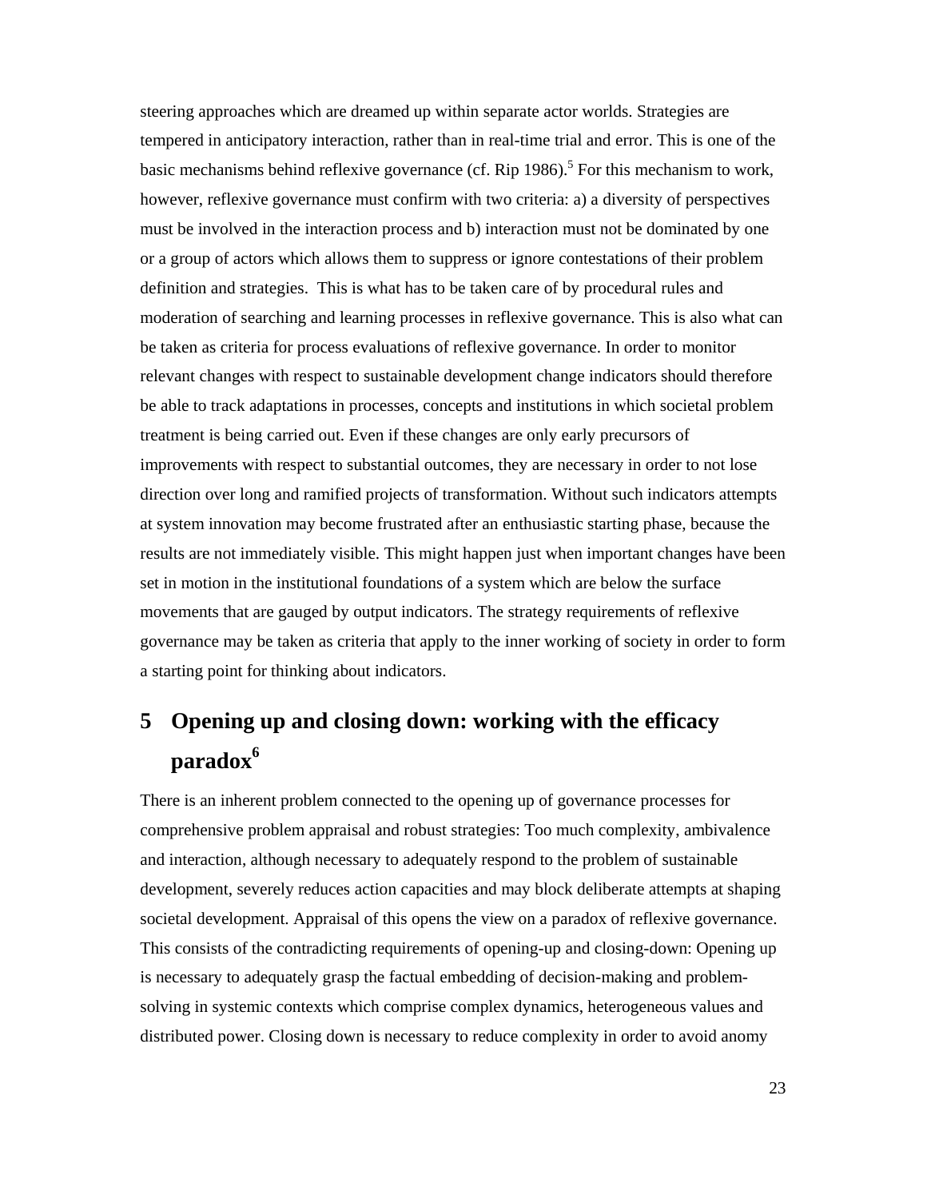steering approaches which are dreamed up within separate actor worlds. Strategies are tempered in anticipatory interaction, rather than in real-time trial and error. This is one of the basic mechanisms behind reflexive governance (cf. Rip 1986).[5] For this mechanism to work, however, reflexive governance must confirm with two criteria: a) a diversity of perspectives must be involved in the interaction process and b) interaction must not be dominated by one or a group of actors which allows them to suppress or ignore contestations of their problem definition and strategies. This is what has to be taken care of by procedural rules and moderation of searching and learning processes in reflexive governance. This is also what can be taken as criteria for process evaluations of reflexive governance. In order to monitor relevant changes with respect to sustainable development change indicators should therefore be able to track adaptations in processes, concepts and institutions in which societal problem treatment is being carried out. Even if these changes are only early precursors of improvements with respect to substantial outcomes, they are necessary in order to not lose direction over long and ramified projects of transformation. Without such indicators attempts at system innovation may become frustrated after an enthusiastic starting phase, because the results are not immediately visible. This might happen just when important changes have been set in motion in the institutional foundations of a system which are below the surface movements that are gauged by output indicators. The strategy requirements of reflexive governance may be taken as criteria that apply to the inner working of society in order to form a starting point for thinking about indicators.

# 5 Opening up and closing down: working with the efficacy paradox[6]

There is an inherent problem connected to the opening up of governance processes for comprehensive problem appraisal and robust strategies: Too much complexity, ambivalence and interaction, although necessary to adequately respond to the problem of sustainable development, severely reduces action capacities and may block deliberate attempts at shaping societal development. Appraisal of this opens the view on a paradox of reflexive governance. This consists of the contradicting requirements of opening-up and closing-down: Opening up is necessary to adequately grasp the factual embedding of decision-making and problem-solving in systemic contexts which comprise complex dynamics, heterogeneous values and distributed power. Closing down is necessary to reduce complexity in order to avoid anomy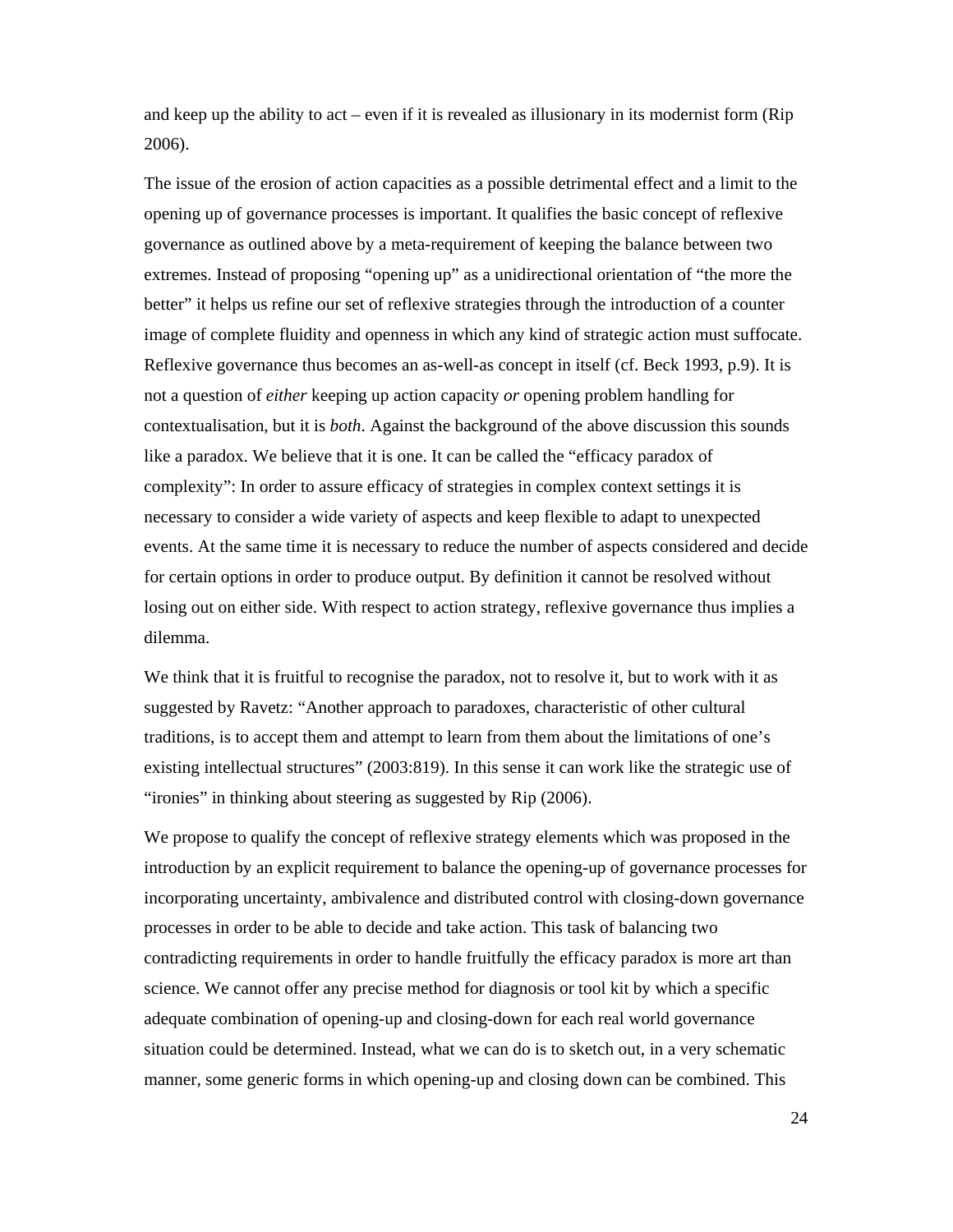and keep up the ability to act – even if it is revealed as illusionary in its modernist form (Rip 2006).

The issue of the erosion of action capacities as a possible detrimental effect and a limit to the opening up of governance processes is important. It qualifies the basic concept of reflexive governance as outlined above by a meta-requirement of keeping the balance between two extremes. Instead of proposing "opening up" as a unidirectional orientation of "the more the better" it helps us refine our set of reflexive strategies through the introduction of a counter image of complete fluidity and openness in which any kind of strategic action must suffocate. Reflexive governance thus becomes an as-well-as concept in itself (cf. Beck 1993, p.9). It is not a question of *either* keeping up action capacity *or* opening problem handling for contextualisation, but it is *both*. Against the background of the above discussion this sounds like a paradox. We believe that it is one. It can be called the "efficacy paradox of complexity": In order to assure efficacy of strategies in complex context settings it is necessary to consider a wide variety of aspects and keep flexible to adapt to unexpected events. At the same time it is necessary to reduce the number of aspects considered and decide for certain options in order to produce output. By definition it cannot be resolved without losing out on either side. With respect to action strategy, reflexive governance thus implies a dilemma.

We think that it is fruitful to recognise the paradox, not to resolve it, but to work with it as suggested by Ravetz: "Another approach to paradoxes, characteristic of other cultural traditions, is to accept them and attempt to learn from them about the limitations of one's existing intellectual structures" (2003:819). In this sense it can work like the strategic use of "ironies" in thinking about steering as suggested by Rip (2006).

We propose to qualify the concept of reflexive strategy elements which was proposed in the introduction by an explicit requirement to balance the opening-up of governance processes for incorporating uncertainty, ambivalence and distributed control with closing-down governance processes in order to be able to decide and take action. This task of balancing two contradicting requirements in order to handle fruitfully the efficacy paradox is more art than science. We cannot offer any precise method for diagnosis or tool kit by which a specific adequate combination of opening-up and closing-down for each real world governance situation could be determined. Instead, what we can do is to sketch out, in a very schematic manner, some generic forms in which opening-up and closing down can be combined. This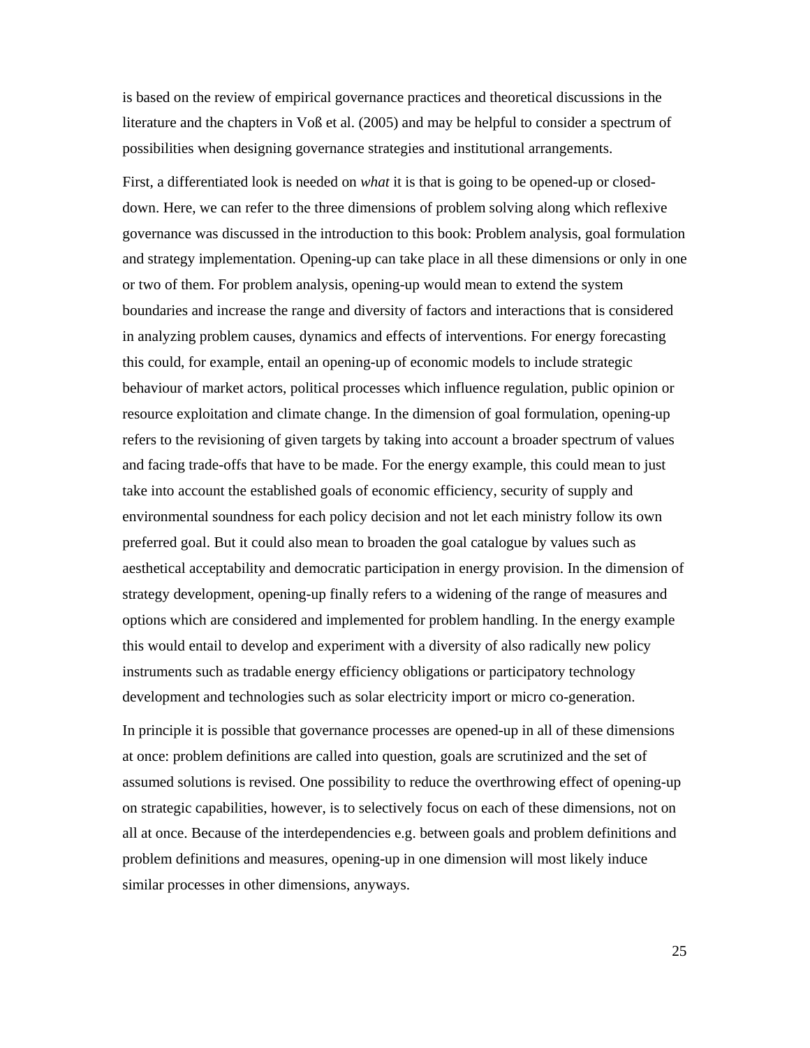is based on the review of empirical governance practices and theoretical discussions in the literature and the chapters in Voß et al. (2005) and may be helpful to consider a spectrum of possibilities when designing governance strategies and institutional arrangements.

First, a differentiated look is needed on *what* it is that is going to be opened-up or closed-down. Here, we can refer to the three dimensions of problem solving along which reflexive governance was discussed in the introduction to this book: Problem analysis, goal formulation and strategy implementation. Opening-up can take place in all these dimensions or only in one or two of them. For problem analysis, opening-up would mean to extend the system boundaries and increase the range and diversity of factors and interactions that is considered in analyzing problem causes, dynamics and effects of interventions. For energy forecasting this could, for example, entail an opening-up of economic models to include strategic behaviour of market actors, political processes which influence regulation, public opinion or resource exploitation and climate change. In the dimension of goal formulation, opening-up refers to the revisioning of given targets by taking into account a broader spectrum of values and facing trade-offs that have to be made. For the energy example, this could mean to just take into account the established goals of economic efficiency, security of supply and environmental soundness for each policy decision and not let each ministry follow its own preferred goal. But it could also mean to broaden the goal catalogue by values such as aesthetical acceptability and democratic participation in energy provision. In the dimension of strategy development, opening-up finally refers to a widening of the range of measures and options which are considered and implemented for problem handling. In the energy example this would entail to develop and experiment with a diversity of also radically new policy instruments such as tradable energy efficiency obligations or participatory technology development and technologies such as solar electricity import or micro co-generation.

In principle it is possible that governance processes are opened-up in all of these dimensions at once: problem definitions are called into question, goals are scrutinized and the set of assumed solutions is revised. One possibility to reduce the overthrowing effect of opening-up on strategic capabilities, however, is to selectively focus on each of these dimensions, not on all at once. Because of the interdependencies e.g. between goals and problem definitions and problem definitions and measures, opening-up in one dimension will most likely induce similar processes in other dimensions, anyways.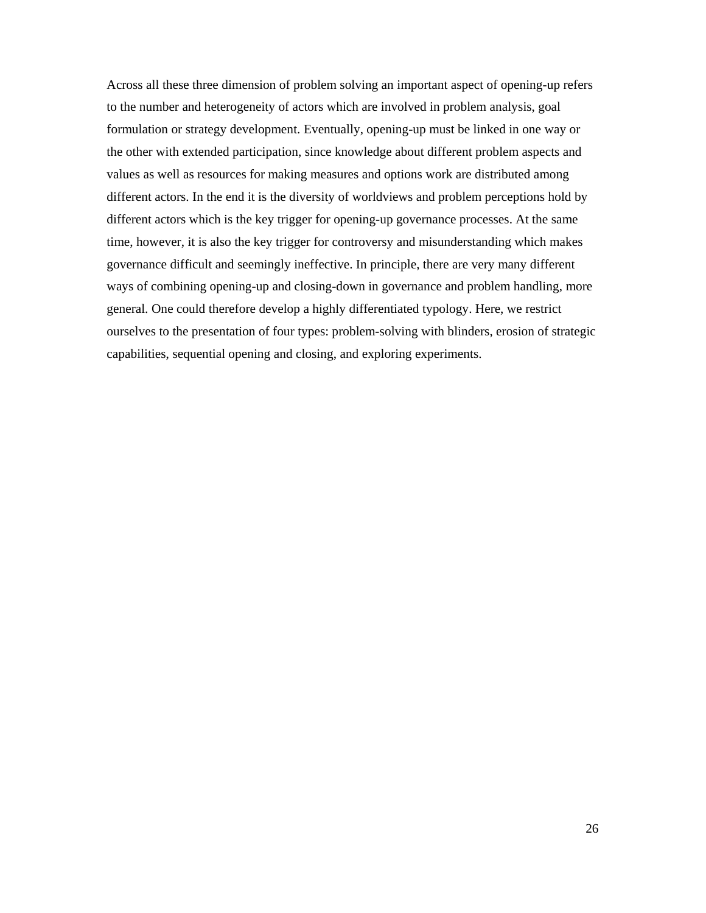Across all these three dimension of problem solving an important aspect of opening-up refers to the number and heterogeneity of actors which are involved in problem analysis, goal formulation or strategy development. Eventually, opening-up must be linked in one way or the other with extended participation, since knowledge about different problem aspects and values as well as resources for making measures and options work are distributed among different actors. In the end it is the diversity of worldviews and problem perceptions hold by different actors which is the key trigger for opening-up governance processes. At the same time, however, it is also the key trigger for controversy and misunderstanding which makes governance difficult and seemingly ineffective. In principle, there are very many different ways of combining opening-up and closing-down in governance and problem handling, more general. One could therefore develop a highly differentiated typology. Here, we restrict ourselves to the presentation of four types: problem-solving with blinders, erosion of strategic capabilities, sequential opening and closing, and exploring experiments.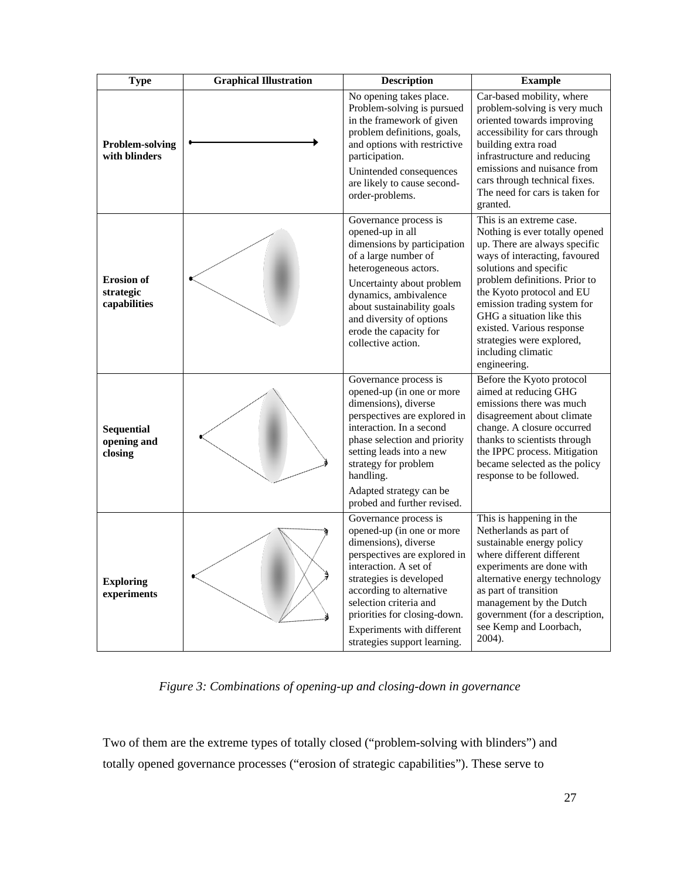| Type | Graphical Illustration | Description | Example |
|---|---|---|---|
| **Problem-solving with blinders** | | No opening takes place. Problem-solving is pursued in the framework of given problem definitions, goals, and options with restrictive participation. Unintended consequences are likely to cause second-order-problems. | Car-based mobility, where problem-solving is very much oriented towards improving accessibility for cars through building extra road infrastructure and reducing emissions and nuisance from cars through technical fixes. The need for cars is taken for granted. |
| **Erosion of strategic capabilities** | | Governance process is opened-up in all dimensions by participation of a large number of heterogeneous actors. Uncertainty about problem dynamics, ambivalence about sustainability goals and diversity of options erode the capacity for collective action. | This is an extreme case. Nothing is ever totally opened up. There are always specific ways of interacting, favoured solutions and specific problem definitions. Prior to the Kyoto protocol and EU emission trading system for GHG a situation like this existed. Various response strategies were explored, including climatic engineering. |
| **Sequential opening and closing** | | Governance process is opened-up (in one or more dimensions), diverse perspectives are explored in interaction. In a second phase selection and priority setting leads into a new strategy for problem handling. Adapted strategy can be probed and further revised. | Before the Kyoto protocol aimed at reducing GHG emissions there was much disagreement about climate change. A closure occurred thanks to scientists through the IPPC process. Mitigation became selected as the policy response to be followed. |
| **Exploring experiments** | | Governance process is opened-up (in one or more dimensions), diverse perspectives are explored in interaction. A set of strategies is developed according to alternative selection criteria and priorities for closing-down. Experiments with different strategies support learning. | This is happening in the Netherlands as part of sustainable energy policy where different different experiments are done with alternative energy technology as part of transition management by the Dutch government (for a description, see Kemp and Loorbach, 2004). |

*Figure 3: Combinations of opening-up and closing-down in governance*

Two of them are the extreme types of totally closed ("problem-solving with blinders") and totally opened governance processes ("erosion of strategic capabilities"). These serve to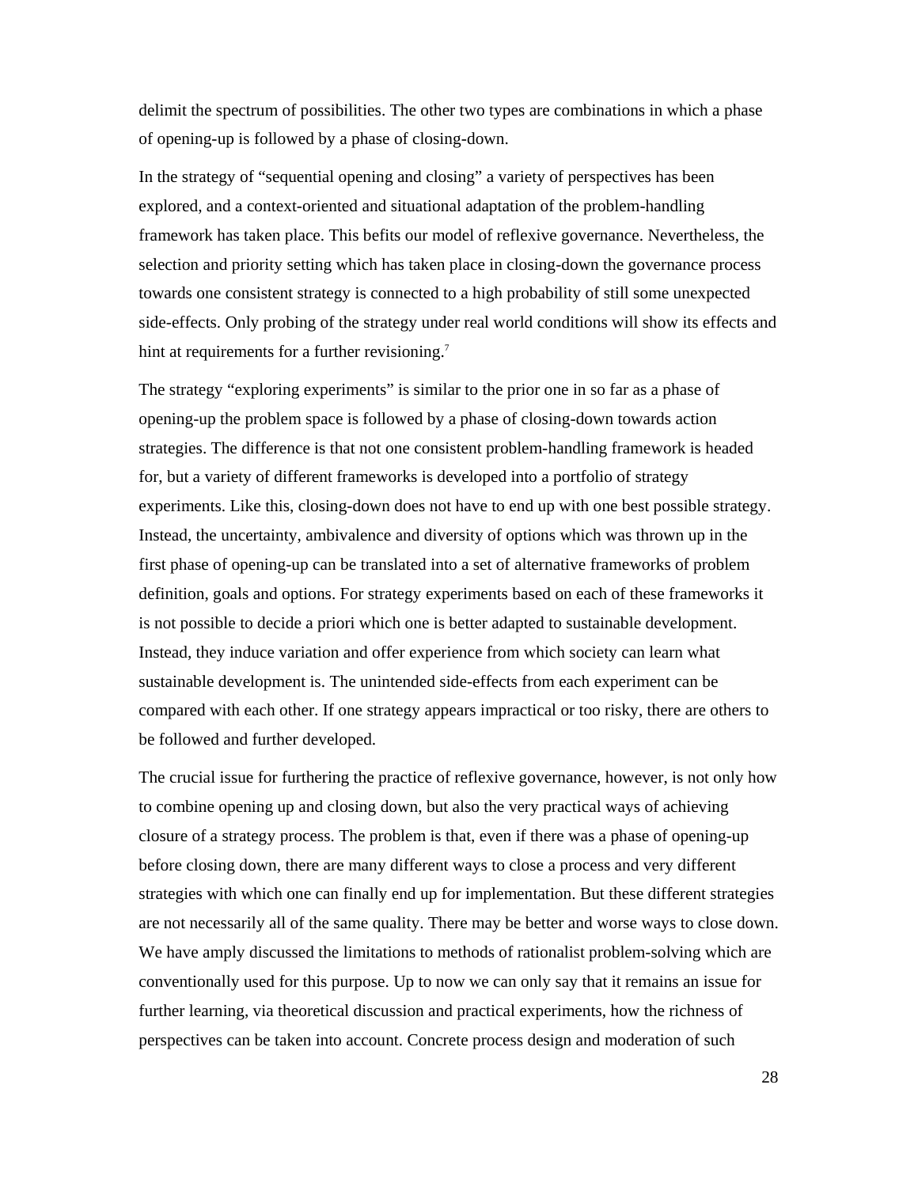delimit the spectrum of possibilities. The other two types are combinations in which a phase of opening-up is followed by a phase of closing-down.

In the strategy of “sequential opening and closing” a variety of perspectives has been explored, and a context-oriented and situational adaptation of the problem-handling framework has taken place. This befits our model of reflexive governance. Nevertheless, the selection and priority setting which has taken place in closing-down the governance process towards one consistent strategy is connected to a high probability of still some unexpected side-effects. Only probing of the strategy under real world conditions will show its effects and hint at requirements for a further revisioning.[7]

The strategy “exploring experiments” is similar to the prior one in so far as a phase of opening-up the problem space is followed by a phase of closing-down towards action strategies. The difference is that not one consistent problem-handling framework is headed for, but a variety of different frameworks is developed into a portfolio of strategy experiments. Like this, closing-down does not have to end up with one best possible strategy. Instead, the uncertainty, ambivalence and diversity of options which was thrown up in the first phase of opening-up can be translated into a set of alternative frameworks of problem definition, goals and options. For strategy experiments based on each of these frameworks it is not possible to decide a priori which one is better adapted to sustainable development. Instead, they induce variation and offer experience from which society can learn what sustainable development is. The unintended side-effects from each experiment can be compared with each other. If one strategy appears impractical or too risky, there are others to be followed and further developed.

The crucial issue for furthering the practice of reflexive governance, however, is not only how to combine opening up and closing down, but also the very practical ways of achieving closure of a strategy process. The problem is that, even if there was a phase of opening-up before closing down, there are many different ways to close a process and very different strategies with which one can finally end up for implementation. But these different strategies are not necessarily all of the same quality. There may be better and worse ways to close down. We have amply discussed the limitations to methods of rationalist problem-solving which are conventionally used for this purpose. Up to now we can only say that it remains an issue for further learning, via theoretical discussion and practical experiments, how the richness of perspectives can be taken into account. Concrete process design and moderation of such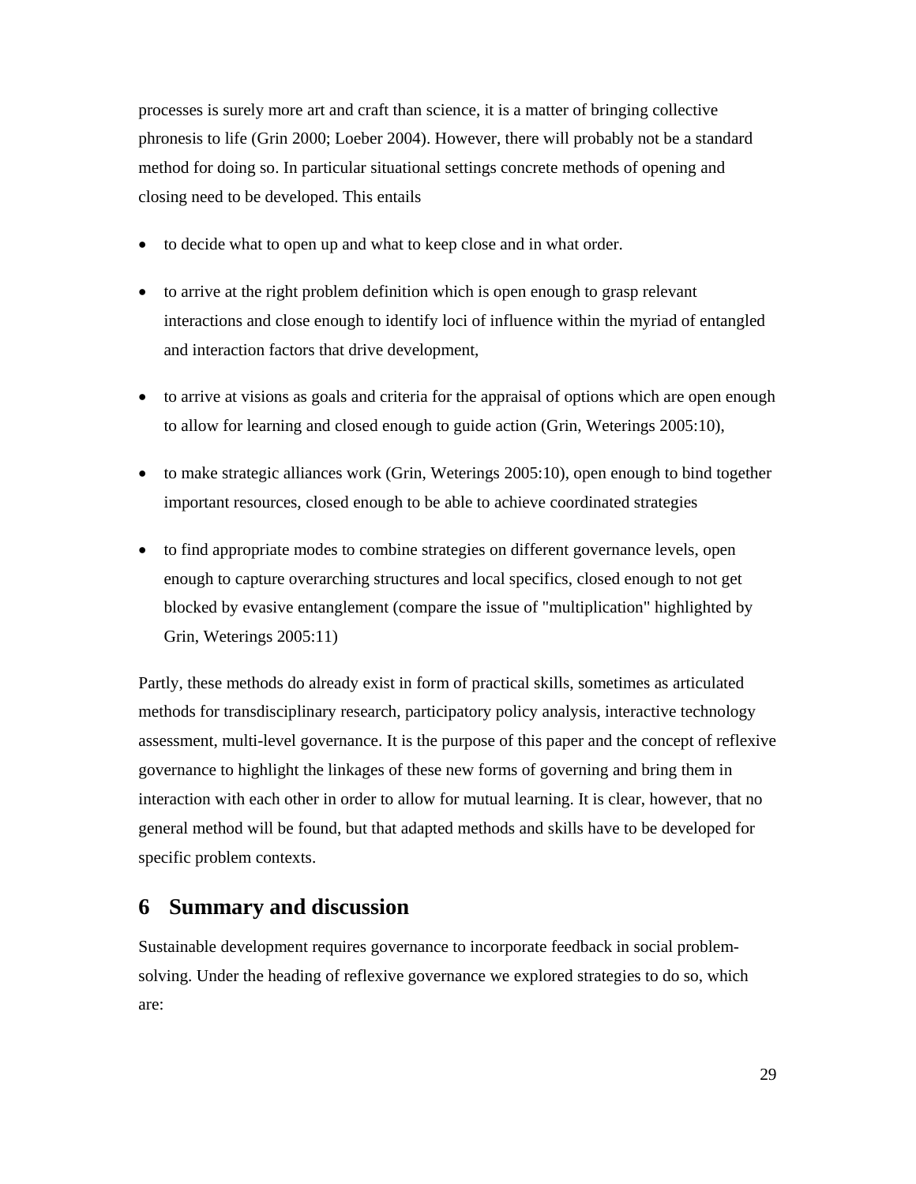processes is surely more art and craft than science, it is a matter of bringing collective phronesis to life (Grin 2000; Loeber 2004). However, there will probably not be a standard method for doing so. In particular situational settings concrete methods of opening and closing need to be developed. This entails

- to decide what to open up and what to keep close and in what order.
- to arrive at the right problem definition which is open enough to grasp relevant interactions and close enough to identify loci of influence within the myriad of entangled and interaction factors that drive development,
- to arrive at visions as goals and criteria for the appraisal of options which are open enough to allow for learning and closed enough to guide action (Grin, Weterings 2005:10),
- to make strategic alliances work (Grin, Weterings 2005:10), open enough to bind together important resources, closed enough to be able to achieve coordinated strategies
- to find appropriate modes to combine strategies on different governance levels, open enough to capture overarching structures and local specifics, closed enough to not get blocked by evasive entanglement (compare the issue of "multiplication" highlighted by Grin, Weterings 2005:11)

Partly, these methods do already exist in form of practical skills, sometimes as articulated methods for transdisciplinary research, participatory policy analysis, interactive technology assessment, multi-level governance. It is the purpose of this paper and the concept of reflexive governance to highlight the linkages of these new forms of governing and bring them in interaction with each other in order to allow for mutual learning. It is clear, however, that no general method will be found, but that adapted methods and skills have to be developed for specific problem contexts.

# 6 Summary and discussion

Sustainable development requires governance to incorporate feedback in social problem-solving. Under the heading of reflexive governance we explored strategies to do so, which are: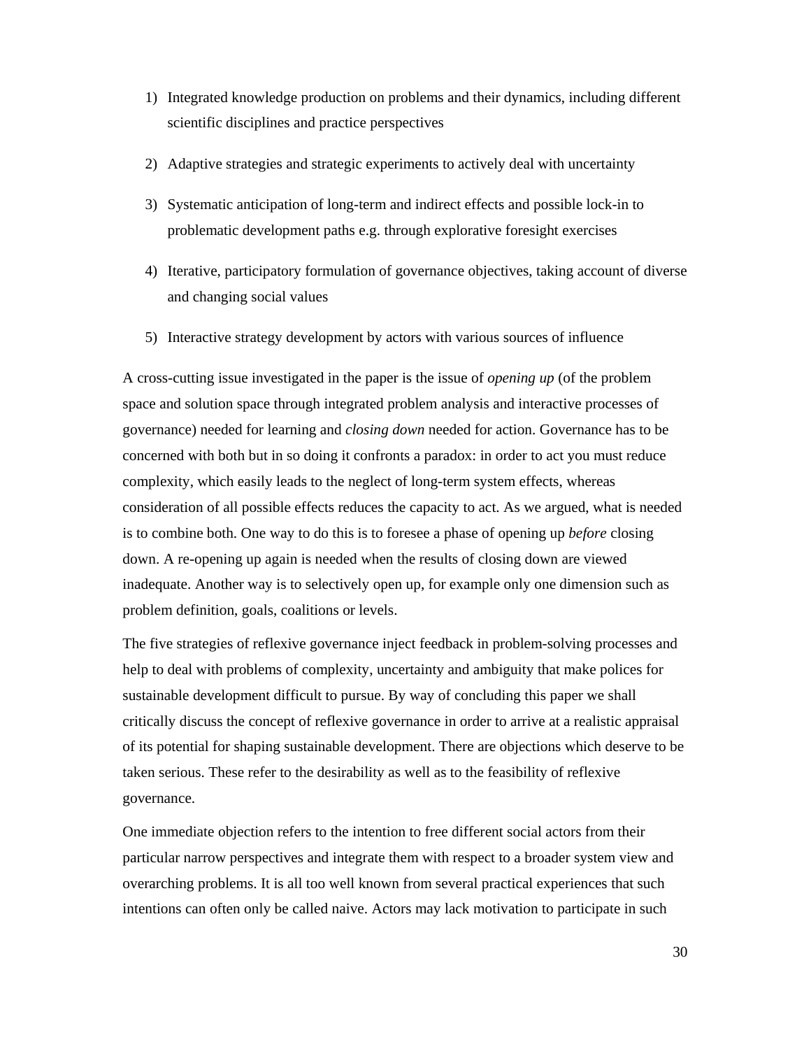1) Integrated knowledge production on problems and their dynamics, including different scientific disciplines and practice perspectives

2) Adaptive strategies and strategic experiments to actively deal with uncertainty

3) Systematic anticipation of long-term and indirect effects and possible lock-in to problematic development paths e.g. through explorative foresight exercises

4) Iterative, participatory formulation of governance objectives, taking account of diverse and changing social values

5) Interactive strategy development by actors with various sources of influence

A cross-cutting issue investigated in the paper is the issue of *opening up* (of the problem space and solution space through integrated problem analysis and interactive processes of governance) needed for learning and *closing down* needed for action. Governance has to be concerned with both but in so doing it confronts a paradox: in order to act you must reduce complexity, which easily leads to the neglect of long-term system effects, whereas consideration of all possible effects reduces the capacity to act. As we argued, what is needed is to combine both. One way to do this is to foresee a phase of opening up *before* closing down. A re-opening up again is needed when the results of closing down are viewed inadequate. Another way is to selectively open up, for example only one dimension such as problem definition, goals, coalitions or levels.

The five strategies of reflexive governance inject feedback in problem-solving processes and help to deal with problems of complexity, uncertainty and ambiguity that make polices for sustainable development difficult to pursue. By way of concluding this paper we shall critically discuss the concept of reflexive governance in order to arrive at a realistic appraisal of its potential for shaping sustainable development. There are objections which deserve to be taken serious. These refer to the desirability as well as to the feasibility of reflexive governance.

One immediate objection refers to the intention to free different social actors from their particular narrow perspectives and integrate them with respect to a broader system view and overarching problems. It is all too well known from several practical experiences that such intentions can often only be called naive. Actors may lack motivation to participate in such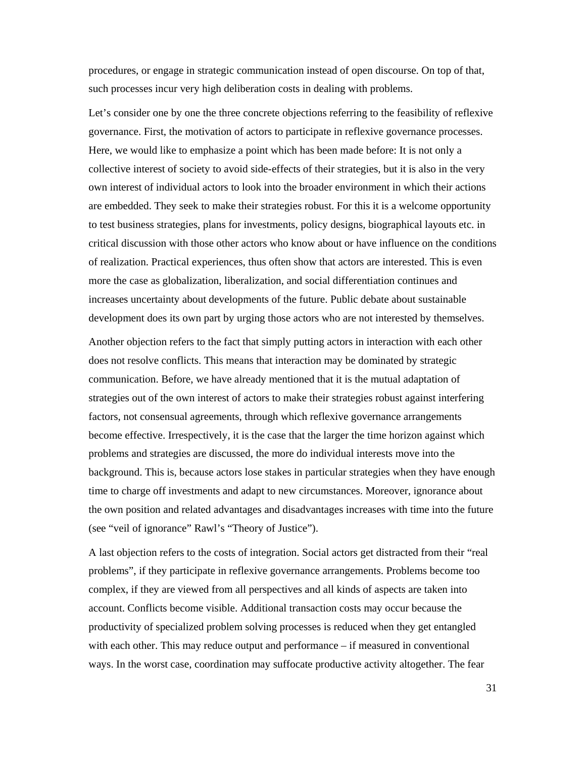procedures, or engage in strategic communication instead of open discourse. On top of that, such processes incur very high deliberation costs in dealing with problems.

Let's consider one by one the three concrete objections referring to the feasibility of reflexive governance. First, the motivation of actors to participate in reflexive governance processes. Here, we would like to emphasize a point which has been made before: It is not only a collective interest of society to avoid side-effects of their strategies, but it is also in the very own interest of individual actors to look into the broader environment in which their actions are embedded. They seek to make their strategies robust. For this it is a welcome opportunity to test business strategies, plans for investments, policy designs, biographical layouts etc. in critical discussion with those other actors who know about or have influence on the conditions of realization. Practical experiences, thus often show that actors are interested. This is even more the case as globalization, liberalization, and social differentiation continues and increases uncertainty about developments of the future. Public debate about sustainable development does its own part by urging those actors who are not interested by themselves.

Another objection refers to the fact that simply putting actors in interaction with each other does not resolve conflicts. This means that interaction may be dominated by strategic communication. Before, we have already mentioned that it is the mutual adaptation of strategies out of the own interest of actors to make their strategies robust against interfering factors, not consensual agreements, through which reflexive governance arrangements become effective. Irrespectively, it is the case that the larger the time horizon against which problems and strategies are discussed, the more do individual interests move into the background. This is, because actors lose stakes in particular strategies when they have enough time to charge off investments and adapt to new circumstances. Moreover, ignorance about the own position and related advantages and disadvantages increases with time into the future (see "veil of ignorance" Rawl's "Theory of Justice").

A last objection refers to the costs of integration. Social actors get distracted from their "real problems", if they participate in reflexive governance arrangements. Problems become too complex, if they are viewed from all perspectives and all kinds of aspects are taken into account. Conflicts become visible. Additional transaction costs may occur because the productivity of specialized problem solving processes is reduced when they get entangled with each other. This may reduce output and performance – if measured in conventional ways. In the worst case, coordination may suffocate productive activity altogether. The fear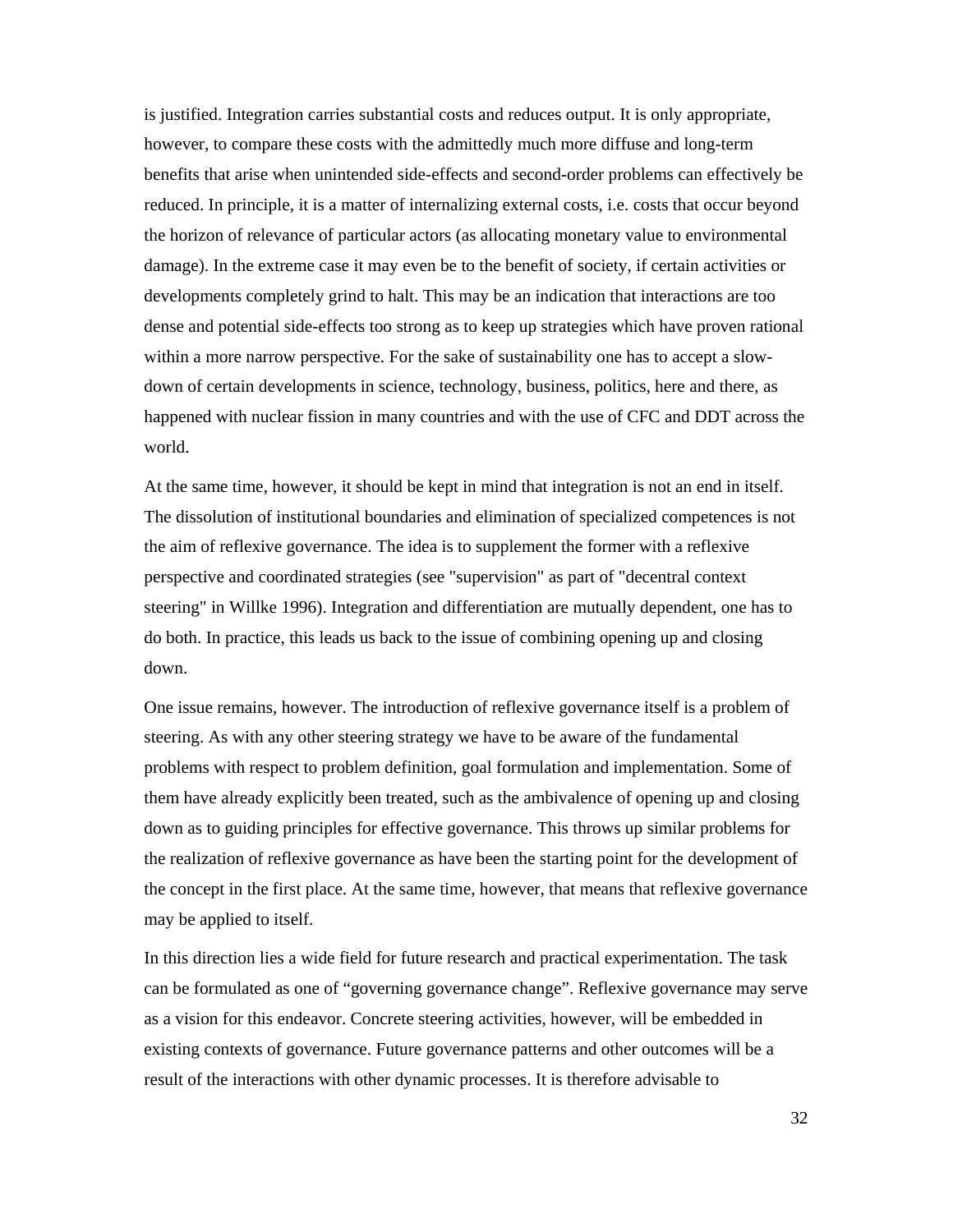is justified. Integration carries substantial costs and reduces output. It is only appropriate, however, to compare these costs with the admittedly much more diffuse and long-term benefits that arise when unintended side-effects and second-order problems can effectively be reduced. In principle, it is a matter of internalizing external costs, i.e. costs that occur beyond the horizon of relevance of particular actors (as allocating monetary value to environmental damage). In the extreme case it may even be to the benefit of society, if certain activities or developments completely grind to halt. This may be an indication that interactions are too dense and potential side-effects too strong as to keep up strategies which have proven rational within a more narrow perspective. For the sake of sustainability one has to accept a slow-down of certain developments in science, technology, business, politics, here and there, as happened with nuclear fission in many countries and with the use of CFC and DDT across the world.

At the same time, however, it should be kept in mind that integration is not an end in itself. The dissolution of institutional boundaries and elimination of specialized competences is not the aim of reflexive governance. The idea is to supplement the former with a reflexive perspective and coordinated strategies (see "supervision" as part of "decentral context steering" in Willke 1996). Integration and differentiation are mutually dependent, one has to do both. In practice, this leads us back to the issue of combining opening up and closing down.

One issue remains, however. The introduction of reflexive governance itself is a problem of steering. As with any other steering strategy we have to be aware of the fundamental problems with respect to problem definition, goal formulation and implementation. Some of them have already explicitly been treated, such as the ambivalence of opening up and closing down as to guiding principles for effective governance. This throws up similar problems for the realization of reflexive governance as have been the starting point for the development of the concept in the first place. At the same time, however, that means that reflexive governance may be applied to itself.

In this direction lies a wide field for future research and practical experimentation. The task can be formulated as one of “governing governance change”. Reflexive governance may serve as a vision for this endeavor. Concrete steering activities, however, will be embedded in existing contexts of governance. Future governance patterns and other outcomes will be a result of the interactions with other dynamic processes. It is therefore advisable to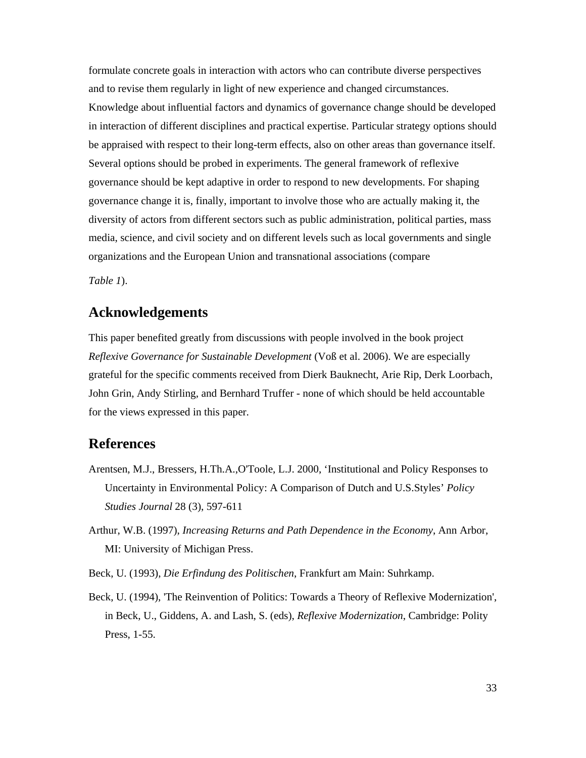formulate concrete goals in interaction with actors who can contribute diverse perspectives and to revise them regularly in light of new experience and changed circumstances. Knowledge about influential factors and dynamics of governance change should be developed in interaction of different disciplines and practical expertise. Particular strategy options should be appraised with respect to their long-term effects, also on other areas than governance itself. Several options should be probed in experiments. The general framework of reflexive governance should be kept adaptive in order to respond to new developments. For shaping governance change it is, finally, important to involve those who are actually making it, the diversity of actors from different sectors such as public administration, political parties, mass media, science, and civil society and on different levels such as local governments and single organizations and the European Union and transnational associations (compare

*Table 1*).

## Acknowledgements

This paper benefited greatly from discussions with people involved in the book project *Reflexive Governance for Sustainable Development* (Voß et al. 2006). We are especially grateful for the specific comments received from Dierk Bauknecht, Arie Rip, Derk Loorbach, John Grin, Andy Stirling, and Bernhard Truffer - none of which should be held accountable for the views expressed in this paper.

## References

Arentsen, M.J., Bressers, H.Th.A.,O'Toole, L.J. 2000, ‘Institutional and Policy Responses to Uncertainty in Environmental Policy: A Comparison of Dutch and U.S.Styles’ *Policy Studies Journal* 28 (3), 597-611

Arthur, W.B. (1997), *Increasing Returns and Path Dependence in the Economy*, Ann Arbor, MI: University of Michigan Press.

Beck, U. (1993), *Die Erfindung des Politischen*, Frankfurt am Main: Suhrkamp.

Beck, U. (1994), 'The Reinvention of Politics: Towards a Theory of Reflexive Modernization', in Beck, U., Giddens, A. and Lash, S. (eds), *Reflexive Modernization*, Cambridge: Polity Press, 1-55.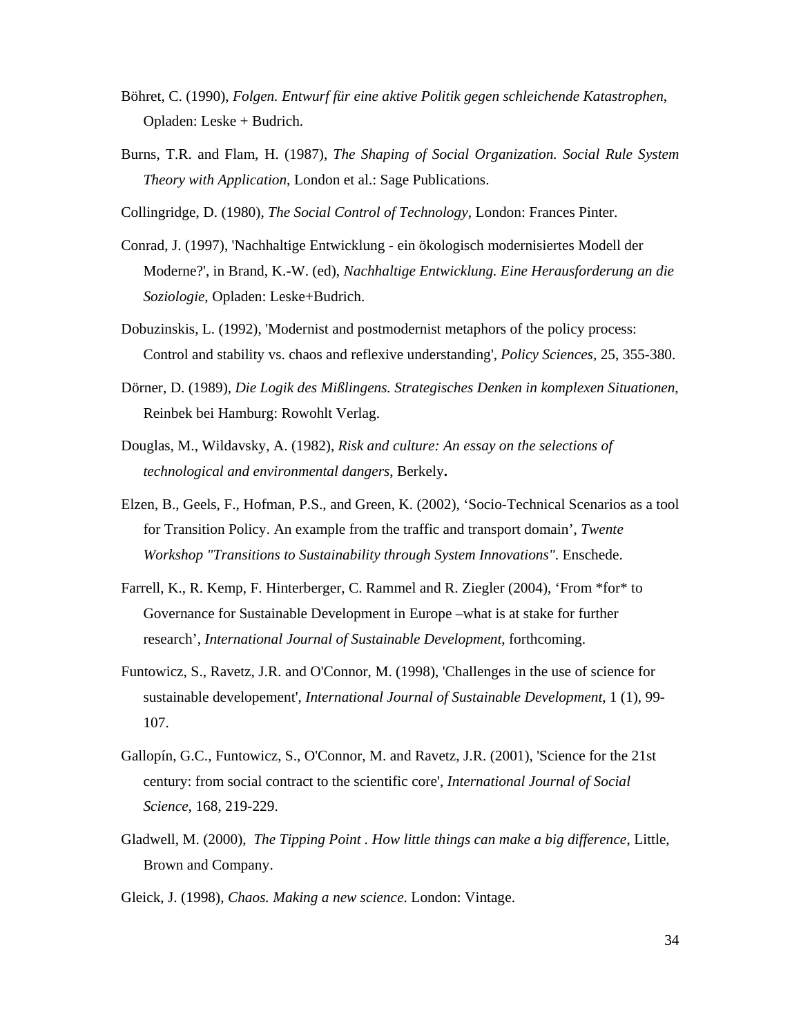Böhret, C. (1990), *Folgen. Entwurf für eine aktive Politik gegen schleichende Katastrophen*, Opladen: Leske + Budrich.

Burns, T.R. and Flam, H. (1987), *The Shaping of Social Organization. Social Rule System Theory with Application*, London et al.: Sage Publications.

Collingridge, D. (1980), *The Social Control of Technology*, London: Frances Pinter.

Conrad, J. (1997), 'Nachhaltige Entwicklung - ein ökologisch modernisiertes Modell der Moderne?', in Brand, K.-W. (ed), *Nachhaltige Entwicklung. Eine Herausforderung an die Soziologie*, Opladen: Leske+Budrich.

Dobuzinskis, L. (1992), 'Modernist and postmodernist metaphors of the policy process: Control and stability vs. chaos and reflexive understanding', *Policy Sciences*, 25, 355-380.

Dörner, D. (1989), *Die Logik des Mißlingens. Strategisches Denken in komplexen Situationen*, Reinbek bei Hamburg: Rowohlt Verlag.

Douglas, M., Wildavsky, A. (1982), *Risk and culture: An essay on the selections of technological and environmental dangers*, Berkely**.**

Elzen, B., Geels, F., Hofman, P.S., and Green, K. (2002), 'Socio-Technical Scenarios as a tool for Transition Policy. An example from the traffic and transport domain', *Twente Workshop "Transitions to Sustainability through System Innovations"*. Enschede.

Farrell, K., R. Kemp, F. Hinterberger, C. Rammel and R. Ziegler (2004), 'From *for* to Governance for Sustainable Development in Europe –what is at stake for further research', *International Journal of Sustainable Development*, forthcoming.

Funtowicz, S., Ravetz, J.R. and O'Connor, M. (1998), 'Challenges in the use of science for sustainable developement', *International Journal of Sustainable Development*, 1 (1), 99-107.

Gallopín, G.C., Funtowicz, S., O'Connor, M. and Ravetz, J.R. (2001), 'Science for the 21st century: from social contract to the scientific core', *International Journal of Social Science*, 168, 219-229.

Gladwell, M. (2000), *The Tipping Point . How little things can make a big difference*, Little, Brown and Company.

Gleick, J. (1998), *Chaos. Making a new science*. London: Vintage.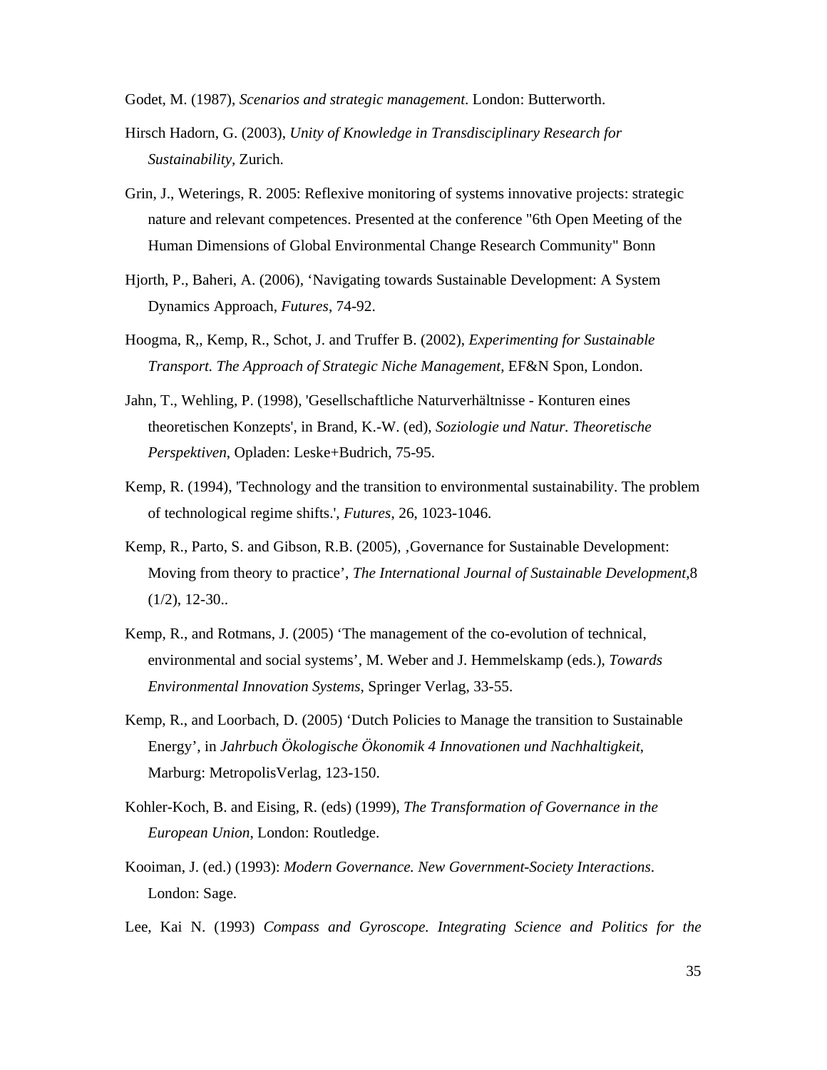Godet, M. (1987), *Scenarios and strategic management*. London: Butterworth.

Hirsch Hadorn, G. (2003), *Unity of Knowledge in Transdisciplinary Research for Sustainability*, Zurich.

Grin, J., Weterings, R. 2005: Reflexive monitoring of systems innovative projects: strategic nature and relevant competences. Presented at the conference "6th Open Meeting of the Human Dimensions of Global Environmental Change Research Community" Bonn

Hjorth, P., Baheri, A. (2006), 'Navigating towards Sustainable Development: A System Dynamics Approach, *Futures*, 74-92.

Hoogma, R,, Kemp, R., Schot, J. and Truffer B. (2002), *Experimenting for Sustainable Transport. The Approach of Strategic Niche Management*, EF&N Spon, London.

Jahn, T., Wehling, P. (1998), 'Gesellschaftliche Naturverhältnisse - Konturen eines theoretischen Konzepts', in Brand, K.-W. (ed), *Soziologie und Natur. Theoretische Perspektiven*, Opladen: Leske+Budrich, 75-95.

Kemp, R. (1994), 'Technology and the transition to environmental sustainability. The problem of technological regime shifts.', *Futures*, 26, 1023-1046.

Kemp, R., Parto, S. and Gibson, R.B. (2005), ‚Governance for Sustainable Development: Moving from theory to practice', *The International Journal of Sustainable Development*,8 (1/2), 12-30..

Kemp, R., and Rotmans, J. (2005) 'The management of the co-evolution of technical, environmental and social systems', M. Weber and J. Hemmelskamp (eds.), *Towards Environmental Innovation Systems*, Springer Verlag, 33-55.

Kemp, R., and Loorbach, D. (2005) 'Dutch Policies to Manage the transition to Sustainable Energy', in *Jahrbuch Ökologische Ökonomik 4 Innovationen und Nachhaltigkeit*, Marburg: MetropolisVerlag, 123-150.

Kohler-Koch, B. and Eising, R. (eds) (1999), *The Transformation of Governance in the European Union*, London: Routledge.

Kooiman, J. (ed.) (1993): *Modern Governance. New Government-Society Interactions*. London: Sage.

Lee, Kai N. (1993) *Compass and Gyroscope. Integrating Science and Politics for the*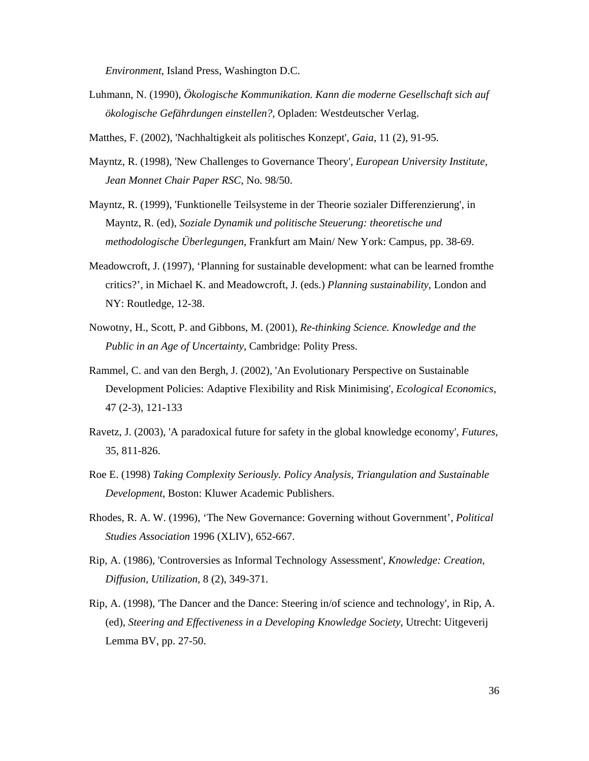*Environment*, Island Press, Washington D.C.

Luhmann, N. (1990), *Ökologische Kommunikation. Kann die moderne Gesellschaft sich auf ökologische Gefährdungen einstellen?*, Opladen: Westdeutscher Verlag.

Matthes, F. (2002), 'Nachhaltigkeit als politisches Konzept', *Gaia*, 11 (2), 91-95.

Mayntz, R. (1998), 'New Challenges to Governance Theory', *European University Institute, Jean Monnet Chair Paper RSC*, No. 98/50.

Mayntz, R. (1999), 'Funktionelle Teilsysteme in der Theorie sozialer Differenzierung', in Mayntz, R. (ed), *Soziale Dynamik und politische Steuerung: theoretische und methodologische Überlegungen*, Frankfurt am Main/ New York: Campus, pp. 38-69.

Meadowcroft, J. (1997), 'Planning for sustainable development: what can be learned fromthe critics?', in Michael K. and Meadowcroft, J. (eds.) *Planning sustainability*, London and NY: Routledge, 12-38.

Nowotny, H., Scott, P. and Gibbons, M. (2001), *Re-thinking Science. Knowledge and the Public in an Age of Uncertainty*, Cambridge: Polity Press.

Rammel, C. and van den Bergh, J. (2002), 'An Evolutionary Perspective on Sustainable Development Policies: Adaptive Flexibility and Risk Minimising', *Ecological Economics*, 47 (2-3), 121-133

Ravetz, J. (2003), 'A paradoxical future for safety in the global knowledge economy', *Futures*, 35, 811-826.

Roe E. (1998) *Taking Complexity Seriously. Policy Analysis, Triangulation and Sustainable Development*, Boston: Kluwer Academic Publishers.

Rhodes, R. A. W. (1996), 'The New Governance: Governing without Government', *Political Studies Association* 1996 (XLIV), 652-667.

Rip, A. (1986), 'Controversies as Informal Technology Assessment', *Knowledge: Creation, Diffusion, Utilization*, 8 (2), 349-371.

Rip, A. (1998), 'The Dancer and the Dance: Steering in/of science and technology', in Rip, A. (ed), *Steering and Effectiveness in a Developing Knowledge Society*, Utrecht: Uitgeverij Lemma BV, pp. 27-50.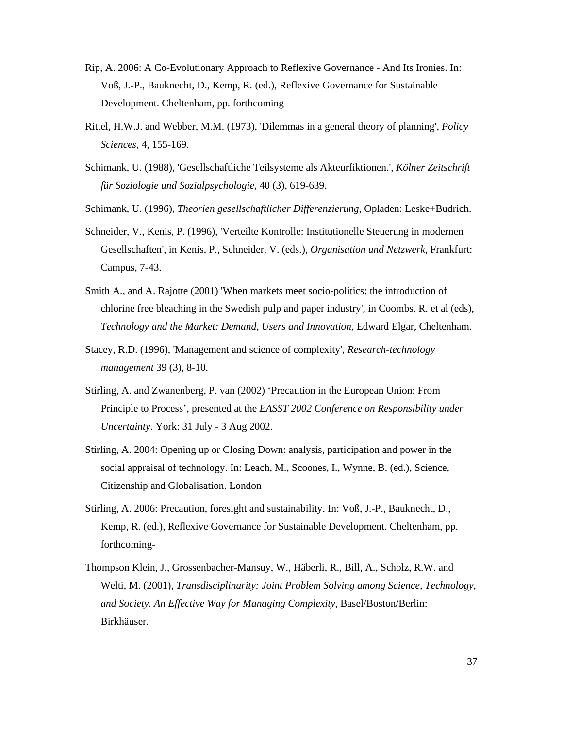Rip, A. 2006: A Co-Evolutionary Approach to Reflexive Governance - And Its Ironies. In: Voß, J.-P., Bauknecht, D., Kemp, R. (ed.), Reflexive Governance for Sustainable Development. Cheltenham, pp. forthcoming-

Rittel, H.W.J. and Webber, M.M. (1973), 'Dilemmas in a general theory of planning', *Policy Sciences*, 4, 155-169.

Schimank, U. (1988), 'Gesellschaftliche Teilsysteme als Akteurfiktionen.', *Kölner Zeitschrift für Soziologie und Sozialpsychologie*, 40 (3), 619-639.

Schimank, U. (1996), *Theorien gesellschaftlicher Differenzierung*, Opladen: Leske+Budrich.

Schneider, V., Kenis, P. (1996), 'Verteilte Kontrolle: Institutionelle Steuerung in modernen Gesellschaften', in Kenis, P., Schneider, V. (eds.), *Organisation und Netzwerk*, Frankfurt: Campus, 7-43.

Smith A., and A. Rajotte (2001) 'When markets meet socio-politics: the introduction of chlorine free bleaching in the Swedish pulp and paper industry', in Coombs, R. et al (eds), *Technology and the Market: Demand, Users and Innovation*, Edward Elgar, Cheltenham.

Stacey, R.D. (1996), 'Management and science of complexity', *Research-technology management* 39 (3), 8-10.

Stirling, A. and Zwanenberg, P. van (2002) 'Precaution in the European Union: From Principle to Process', presented at the *EASST 2002 Conference on Responsibility under Uncertainty*. York: 31 July - 3 Aug 2002.

Stirling, A. 2004: Opening up or Closing Down: analysis, participation and power in the social appraisal of technology. In: Leach, M., Scoones, I., Wynne, B. (ed.), Science, Citizenship and Globalisation. London

Stirling, A. 2006: Precaution, foresight and sustainability. In: Voß, J.-P., Bauknecht, D., Kemp, R. (ed.), Reflexive Governance for Sustainable Development. Cheltenham, pp. forthcoming-

Thompson Klein, J., Grossenbacher-Mansuy, W., Häberli, R., Bill, A., Scholz, R.W. and Welti, M. (2001), *Transdisciplinarity: Joint Problem Solving among Science, Technology, and Society. An Effective Way for Managing Complexity*, Basel/Boston/Berlin: Birkhäuser.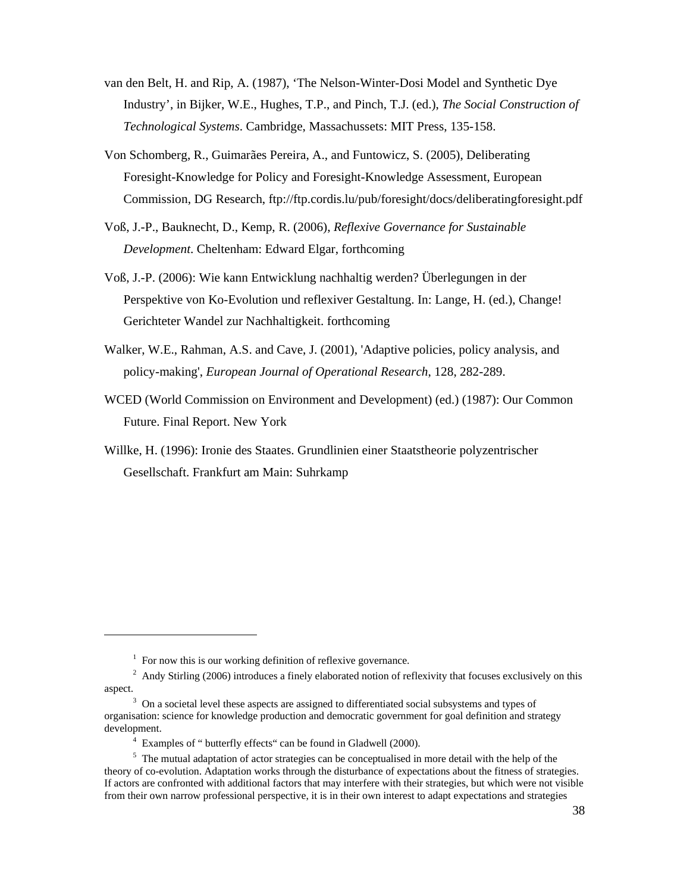van den Belt, H. and Rip, A. (1987), ‘The Nelson-Winter-Dosi Model and Synthetic Dye Industry’, in Bijker, W.E., Hughes, T.P., and Pinch, T.J. (ed.), *The Social Construction of Technological Systems*. Cambridge, Massachussets: MIT Press, 135-158.

Von Schomberg, R., Guimarães Pereira, A., and Funtowicz, S. (2005), Deliberating Foresight-Knowledge for Policy and Foresight-Knowledge Assessment, European Commission, DG Research, ftp://ftp.cordis.lu/pub/foresight/docs/deliberatingforesight.pdf

Voß, J.-P., Bauknecht, D., Kemp, R. (2006), *Reflexive Governance for Sustainable Development*. Cheltenham: Edward Elgar, forthcoming

Voß, J.-P. (2006): Wie kann Entwicklung nachhaltig werden? Überlegungen in der Perspektive von Ko-Evolution und reflexiver Gestaltung. In: Lange, H. (ed.), Change! Gerichteter Wandel zur Nachhaltigkeit. forthcoming

Walker, W.E., Rahman, A.S. and Cave, J. (2001), 'Adaptive policies, policy analysis, and policy-making', *European Journal of Operational Research*, 128, 282-289.

WCED (World Commission on Environment and Development) (ed.) (1987): Our Common Future. Final Report. New York

Willke, H. (1996): Ironie des Staates. Grundlinien einer Staatstheorie polyzentrischer Gesellschaft. Frankfurt am Main: Suhrkamp

---

[1] For now this is our working definition of reflexive governance.

[2] Andy Stirling (2006) introduces a finely elaborated notion of reflexivity that focuses exclusively on this aspect.

[3] On a societal level these aspects are assigned to differentiated social subsystems and types of organisation: science for knowledge production and democratic government for goal definition and strategy development.

[4] Examples of “ butterfly effects“ can be found in Gladwell (2000).

[5] The mutual adaptation of actor strategies can be conceptualised in more detail with the help of the theory of co-evolution. Adaptation works through the disturbance of expectations about the fitness of strategies. If actors are confronted with additional factors that may interfere with their strategies, but which were not visible from their own narrow professional perspective, it is in their own interest to adapt expectations and strategies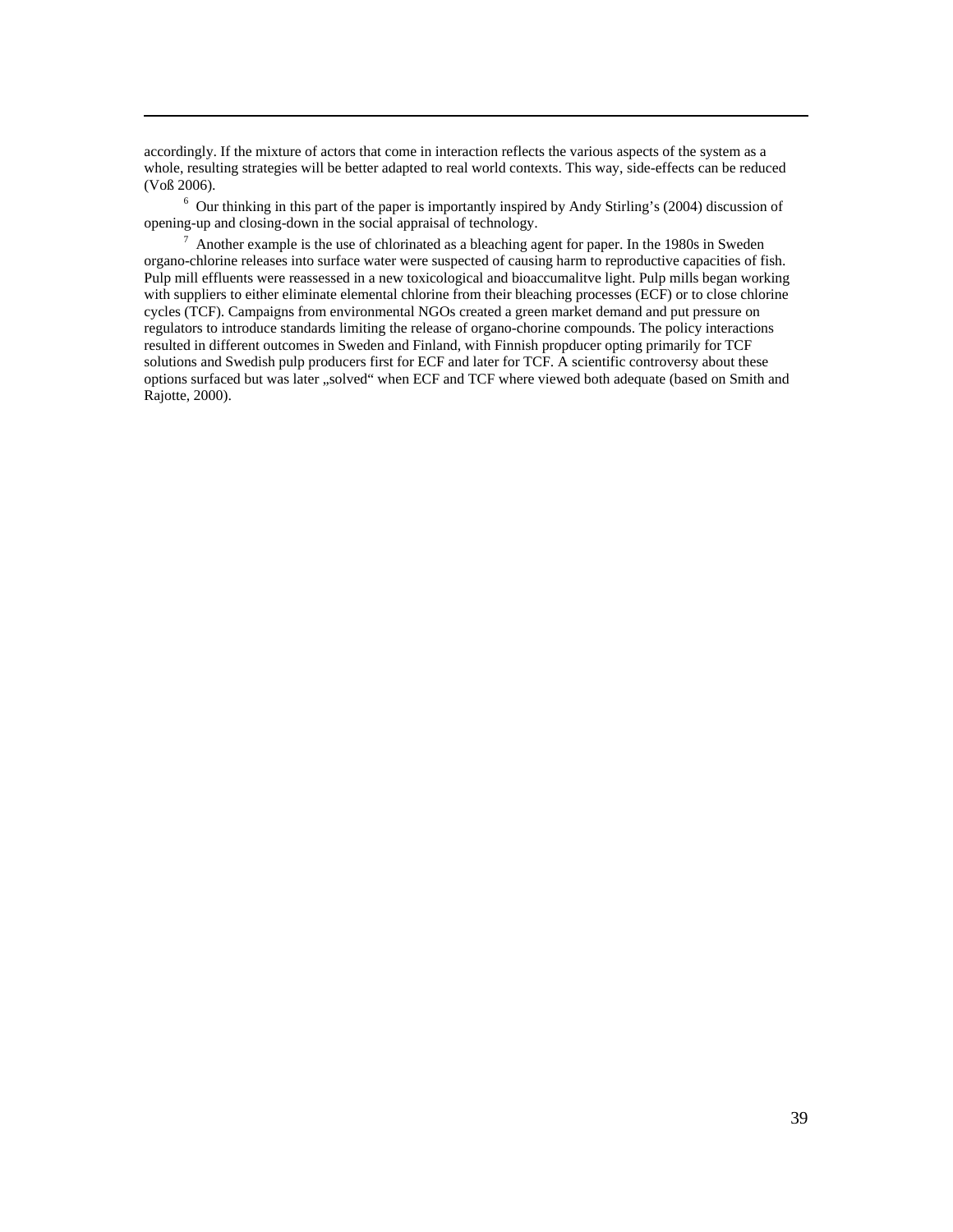accordingly. If the mixture of actors that come in interaction reflects the various aspects of the system as a whole, resulting strategies will be better adapted to real world contexts. This way, side-effects can be reduced (Voß 2006).

[6] Our thinking in this part of the paper is importantly inspired by Andy Stirling's (2004) discussion of opening-up and closing-down in the social appraisal of technology.

[7] Another example is the use of chlorinated as a bleaching agent for paper. In the 1980s in Sweden organo-chlorine releases into surface water were suspected of causing harm to reproductive capacities of fish. Pulp mill effluents were reassessed in a new toxicological and bioaccumalitve light. Pulp mills began working with suppliers to either eliminate elemental chlorine from their bleaching processes (ECF) or to close chlorine cycles (TCF). Campaigns from environmental NGOs created a green market demand and put pressure on regulators to introduce standards limiting the release of organo-chorine compounds. The policy interactions resulted in different outcomes in Sweden and Finland, with Finnish propducer opting primarily for TCF solutions and Swedish pulp producers first for ECF and later for TCF. A scientific controversy about these options surfaced but was later „solved" when ECF and TCF where viewed both adequate (based on Smith and Rajotte, 2000).